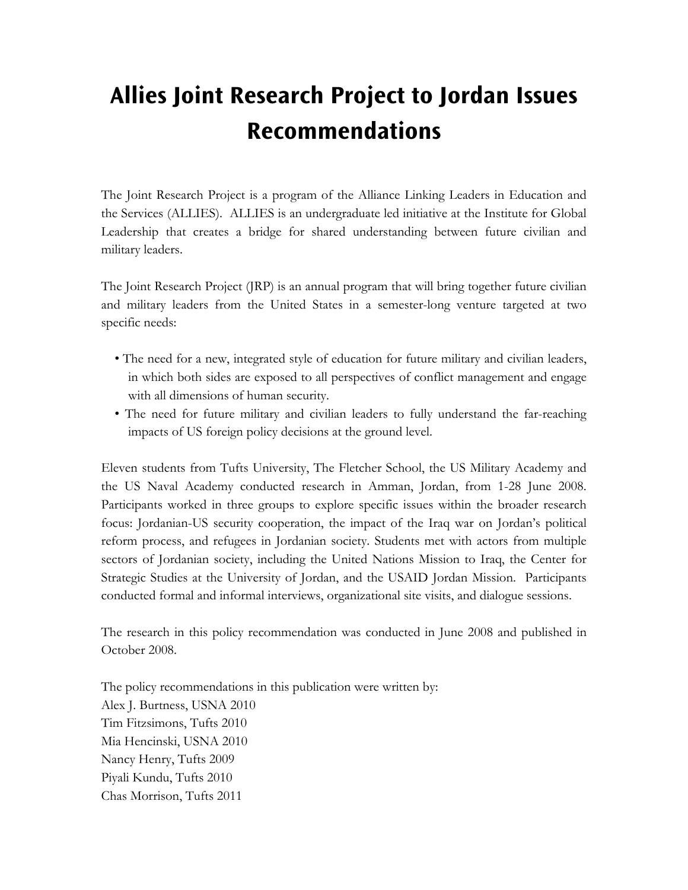# Allies Joint Research Project to Jordan Issues Recommendations

The Joint Research Project is a program of the Alliance Linking Leaders in Education and the Services (ALLIES). ALLIES is an undergraduate led initiative at the Institute for Global Leadership that creates a bridge for shared understanding between future civilian and military leaders.

The Joint Research Project (JRP) is an annual program that will bring together future civilian and military leaders from the United States in a semester-long venture targeted at two specific needs:

- The need for a new, integrated style of education for future military and civilian leaders, in which both sides are exposed to all perspectives of conflict management and engage with all dimensions of human security.
- The need for future military and civilian leaders to fully understand the far-reaching impacts of US foreign policy decisions at the ground level.

Eleven students from Tufts University, The Fletcher School, the US Military Academy and the US Naval Academy conducted research in Amman, Jordan, from 1-28 June 2008. Participants worked in three groups to explore specific issues within the broader research focus: Jordanian-US security cooperation, the impact of the Iraq war on Jordan's political reform process, and refugees in Jordanian society. Students met with actors from multiple sectors of Jordanian society, including the United Nations Mission to Iraq, the Center for Strategic Studies at the University of Jordan, and the USAID Jordan Mission. Participants conducted formal and informal interviews, organizational site visits, and dialogue sessions.

The research in this policy recommendation was conducted in June 2008 and published in October 2008.

The policy recommendations in this publication were written by:  
Alex J. Burtness, USNA 2010  
Tim Fitzsimons, Tufts 2010  
Mia Hencinski, USNA 2010  
Nancy Henry, Tufts 2009  
Piyali Kundu, Tufts 2010  
Chas Morrison, Tufts 2011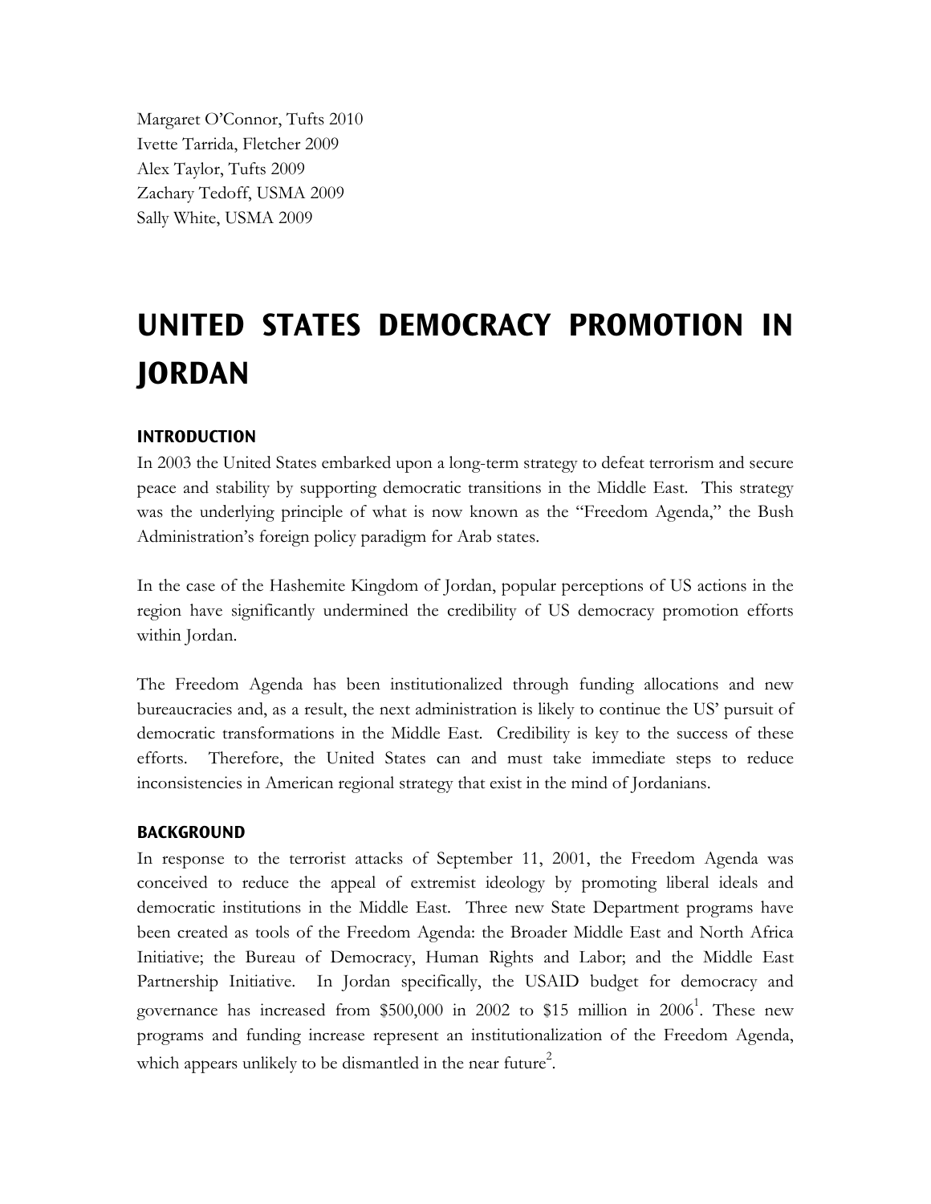Margaret O'Connor, Tufts 2010
Ivette Tarrida, Fletcher 2009
Alex Taylor, Tufts 2009
Zachary Tedoff, USMA 2009
Sally White, USMA 2009

# UNITED STATES DEMOCRACY PROMOTION IN JORDAN

## INTRODUCTION

In 2003 the United States embarked upon a long-term strategy to defeat terrorism and secure peace and stability by supporting democratic transitions in the Middle East. This strategy was the underlying principle of what is now known as the "Freedom Agenda," the Bush Administration's foreign policy paradigm for Arab states.

In the case of the Hashemite Kingdom of Jordan, popular perceptions of US actions in the region have significantly undermined the credibility of US democracy promotion efforts within Jordan.

The Freedom Agenda has been institutionalized through funding allocations and new bureaucracies and, as a result, the next administration is likely to continue the US' pursuit of democratic transformations in the Middle East. Credibility is key to the success of these efforts. Therefore, the United States can and must take immediate steps to reduce inconsistencies in American regional strategy that exist in the mind of Jordanians.

## BACKGROUND

In response to the terrorist attacks of September 11, 2001, the Freedom Agenda was conceived to reduce the appeal of extremist ideology by promoting liberal ideals and democratic institutions in the Middle East. Three new State Department programs have been created as tools of the Freedom Agenda: the Broader Middle East and North Africa Initiative; the Bureau of Democracy, Human Rights and Labor; and the Middle East Partnership Initiative. In Jordan specifically, the USAID budget for democracy and governance has increased from $500,000 in 2002 to $15 million in 2006[1]. These new programs and funding increase represent an institutionalization of the Freedom Agenda, which appears unlikely to be dismantled in the near future[2].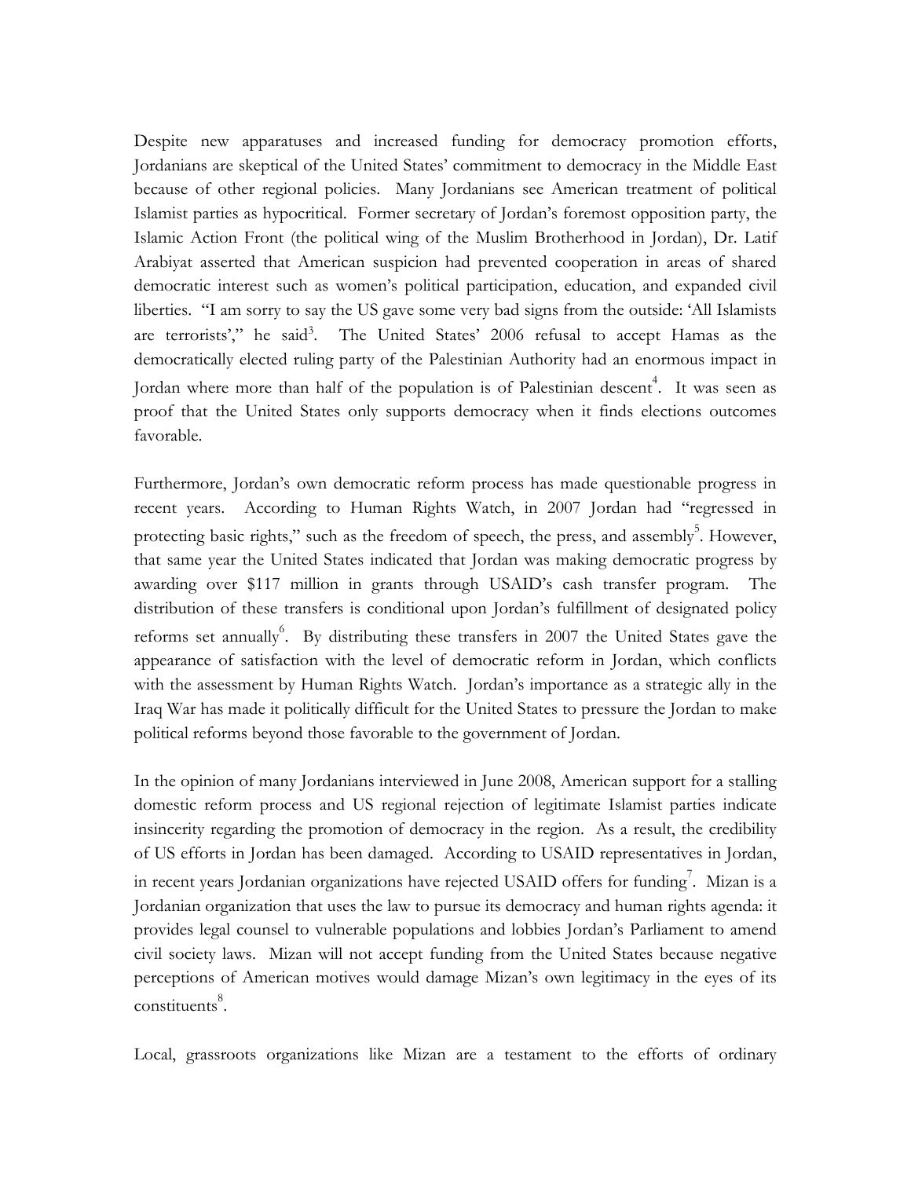Despite new apparatuses and increased funding for democracy promotion efforts, Jordanians are skeptical of the United States' commitment to democracy in the Middle East because of other regional policies. Many Jordanians see American treatment of political Islamist parties as hypocritical. Former secretary of Jordan's foremost opposition party, the Islamic Action Front (the political wing of the Muslim Brotherhood in Jordan), Dr. Latif Arabiyat asserted that American suspicion had prevented cooperation in areas of shared democratic interest such as women's political participation, education, and expanded civil liberties. "I am sorry to say the US gave some very bad signs from the outside: 'All Islamists are terrorists'," he said[3]. The United States' 2006 refusal to accept Hamas as the democratically elected ruling party of the Palestinian Authority had an enormous impact in Jordan where more than half of the population is of Palestinian descent[4]. It was seen as proof that the United States only supports democracy when it finds elections outcomes favorable.

Furthermore, Jordan's own democratic reform process has made questionable progress in recent years. According to Human Rights Watch, in 2007 Jordan had "regressed in protecting basic rights," such as the freedom of speech, the press, and assembly[5]. However, that same year the United States indicated that Jordan was making democratic progress by awarding over $117 million in grants through USAID's cash transfer program. The distribution of these transfers is conditional upon Jordan's fulfillment of designated policy reforms set annually[6]. By distributing these transfers in 2007 the United States gave the appearance of satisfaction with the level of democratic reform in Jordan, which conflicts with the assessment by Human Rights Watch. Jordan's importance as a strategic ally in the Iraq War has made it politically difficult for the United States to pressure the Jordan to make political reforms beyond those favorable to the government of Jordan.

In the opinion of many Jordanians interviewed in June 2008, American support for a stalling domestic reform process and US regional rejection of legitimate Islamist parties indicate insincerity regarding the promotion of democracy in the region. As a result, the credibility of US efforts in Jordan has been damaged. According to USAID representatives in Jordan, in recent years Jordanian organizations have rejected USAID offers for funding[7]. Mizan is a Jordanian organization that uses the law to pursue its democracy and human rights agenda: it provides legal counsel to vulnerable populations and lobbies Jordan's Parliament to amend civil society laws. Mizan will not accept funding from the United States because negative perceptions of American motives would damage Mizan's own legitimacy in the eyes of its constituents[8].

Local, grassroots organizations like Mizan are a testament to the efforts of ordinary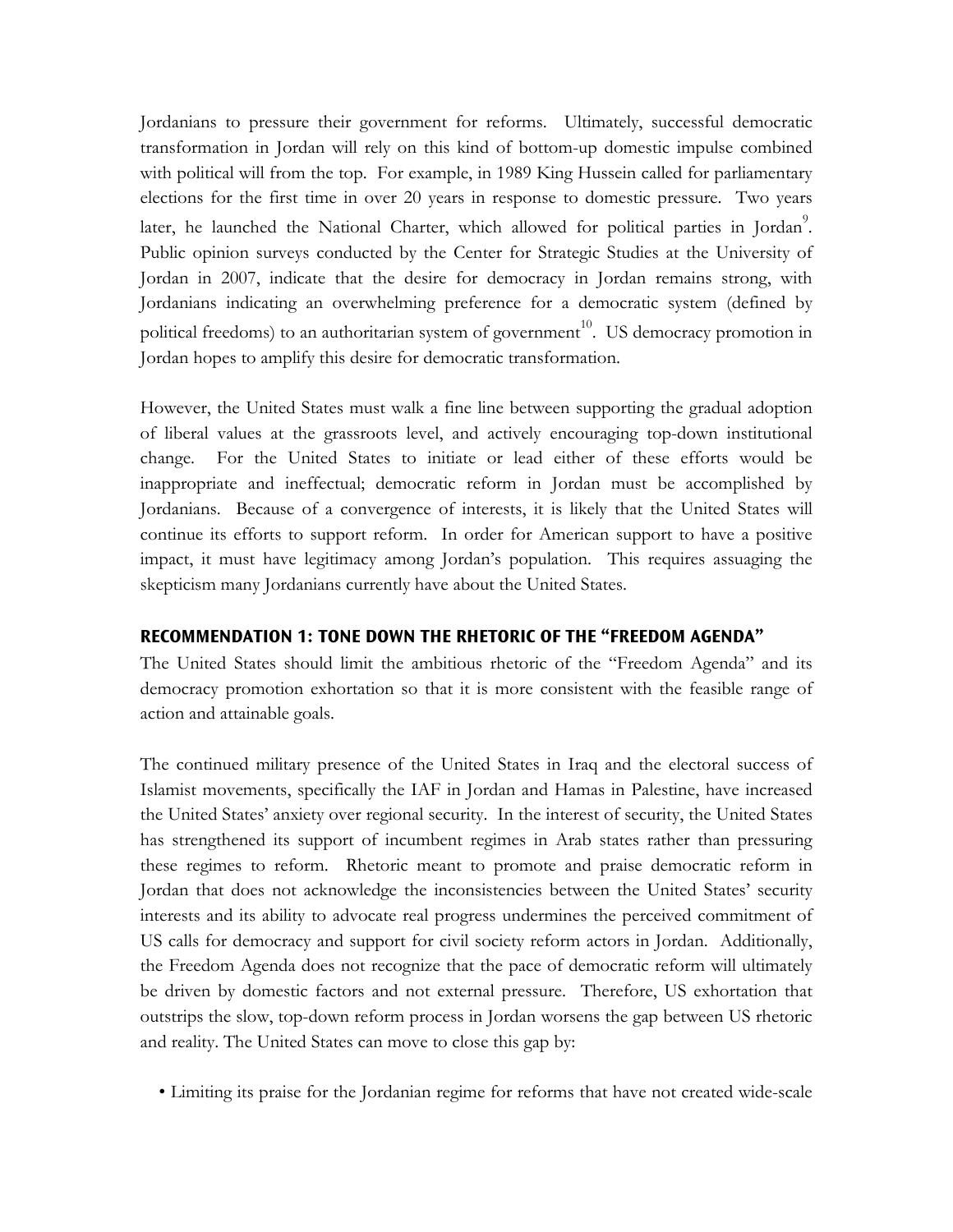Jordanians to pressure their government for reforms. Ultimately, successful democratic transformation in Jordan will rely on this kind of bottom-up domestic impulse combined with political will from the top. For example, in 1989 King Hussein called for parliamentary elections for the first time in over 20 years in response to domestic pressure. Two years later, he launched the National Charter, which allowed for political parties in Jordan[9]. Public opinion surveys conducted by the Center for Strategic Studies at the University of Jordan in 2007, indicate that the desire for democracy in Jordan remains strong, with Jordanians indicating an overwhelming preference for a democratic system (defined by political freedoms) to an authoritarian system of government[10]. US democracy promotion in Jordan hopes to amplify this desire for democratic transformation.

However, the United States must walk a fine line between supporting the gradual adoption of liberal values at the grassroots level, and actively encouraging top-down institutional change. For the United States to initiate or lead either of these efforts would be inappropriate and ineffectual; democratic reform in Jordan must be accomplished by Jordanians. Because of a convergence of interests, it is likely that the United States will continue its efforts to support reform. In order for American support to have a positive impact, it must have legitimacy among Jordan's population. This requires assuaging the skepticism many Jordanians currently have about the United States.

### RECOMMENDATION 1: TONE DOWN THE RHETORIC OF THE "FREEDOM AGENDA"

The United States should limit the ambitious rhetoric of the "Freedom Agenda" and its democracy promotion exhortation so that it is more consistent with the feasible range of action and attainable goals.

The continued military presence of the United States in Iraq and the electoral success of Islamist movements, specifically the IAF in Jordan and Hamas in Palestine, have increased the United States' anxiety over regional security. In the interest of security, the United States has strengthened its support of incumbent regimes in Arab states rather than pressuring these regimes to reform. Rhetoric meant to promote and praise democratic reform in Jordan that does not acknowledge the inconsistencies between the United States' security interests and its ability to advocate real progress undermines the perceived commitment of US calls for democracy and support for civil society reform actors in Jordan. Additionally, the Freedom Agenda does not recognize that the pace of democratic reform will ultimately be driven by domestic factors and not external pressure. Therefore, US exhortation that outstrips the slow, top-down reform process in Jordan worsens the gap between US rhetoric and reality. The United States can move to close this gap by:

- Limiting its praise for the Jordanian regime for reforms that have not created wide-scale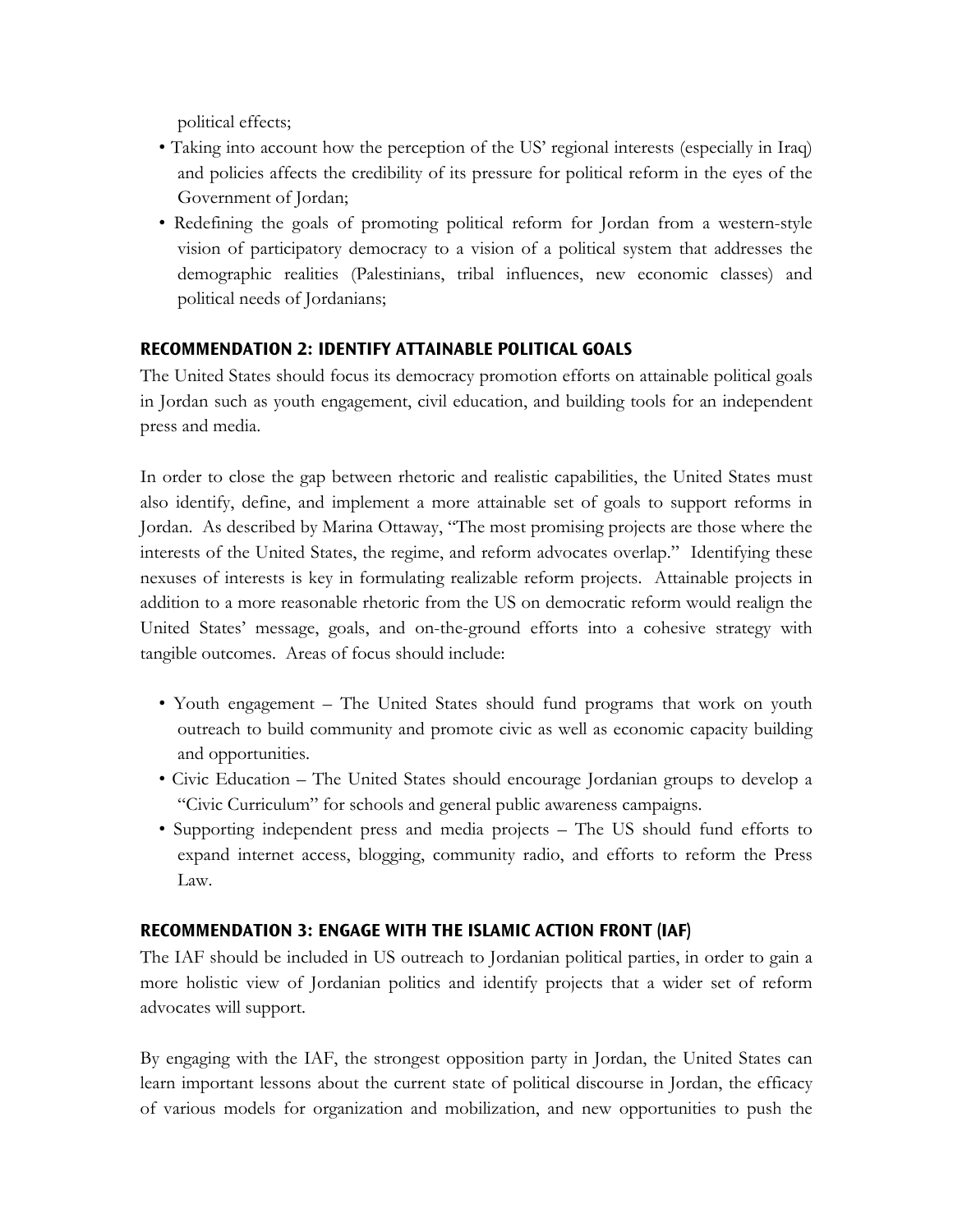political effects;

- Taking into account how the perception of the US' regional interests (especially in Iraq) and policies affects the credibility of its pressure for political reform in the eyes of the Government of Jordan;
- Redefining the goals of promoting political reform for Jordan from a western-style vision of participatory democracy to a vision of a political system that addresses the demographic realities (Palestinians, tribal influences, new economic classes) and political needs of Jordanians;

## RECOMMENDATION 2: IDENTIFY ATTAINABLE POLITICAL GOALS

The United States should focus its democracy promotion efforts on attainable political goals in Jordan such as youth engagement, civil education, and building tools for an independent press and media.

In order to close the gap between rhetoric and realistic capabilities, the United States must also identify, define, and implement a more attainable set of goals to support reforms in Jordan. As described by Marina Ottaway, "The most promising projects are those where the interests of the United States, the regime, and reform advocates overlap." Identifying these nexuses of interests is key in formulating realizable reform projects. Attainable projects in addition to a more reasonable rhetoric from the US on democratic reform would realign the United States' message, goals, and on-the-ground efforts into a cohesive strategy with tangible outcomes. Areas of focus should include:

- Youth engagement – The United States should fund programs that work on youth outreach to build community and promote civic as well as economic capacity building and opportunities.
- Civic Education – The United States should encourage Jordanian groups to develop a "Civic Curriculum" for schools and general public awareness campaigns.
- Supporting independent press and media projects – The US should fund efforts to expand internet access, blogging, community radio, and efforts to reform the Press Law.

## RECOMMENDATION 3: ENGAGE WITH THE ISLAMIC ACTION FRONT (IAF)

The IAF should be included in US outreach to Jordanian political parties, in order to gain a more holistic view of Jordanian politics and identify projects that a wider set of reform advocates will support.

By engaging with the IAF, the strongest opposition party in Jordan, the United States can learn important lessons about the current state of political discourse in Jordan, the efficacy of various models for organization and mobilization, and new opportunities to push the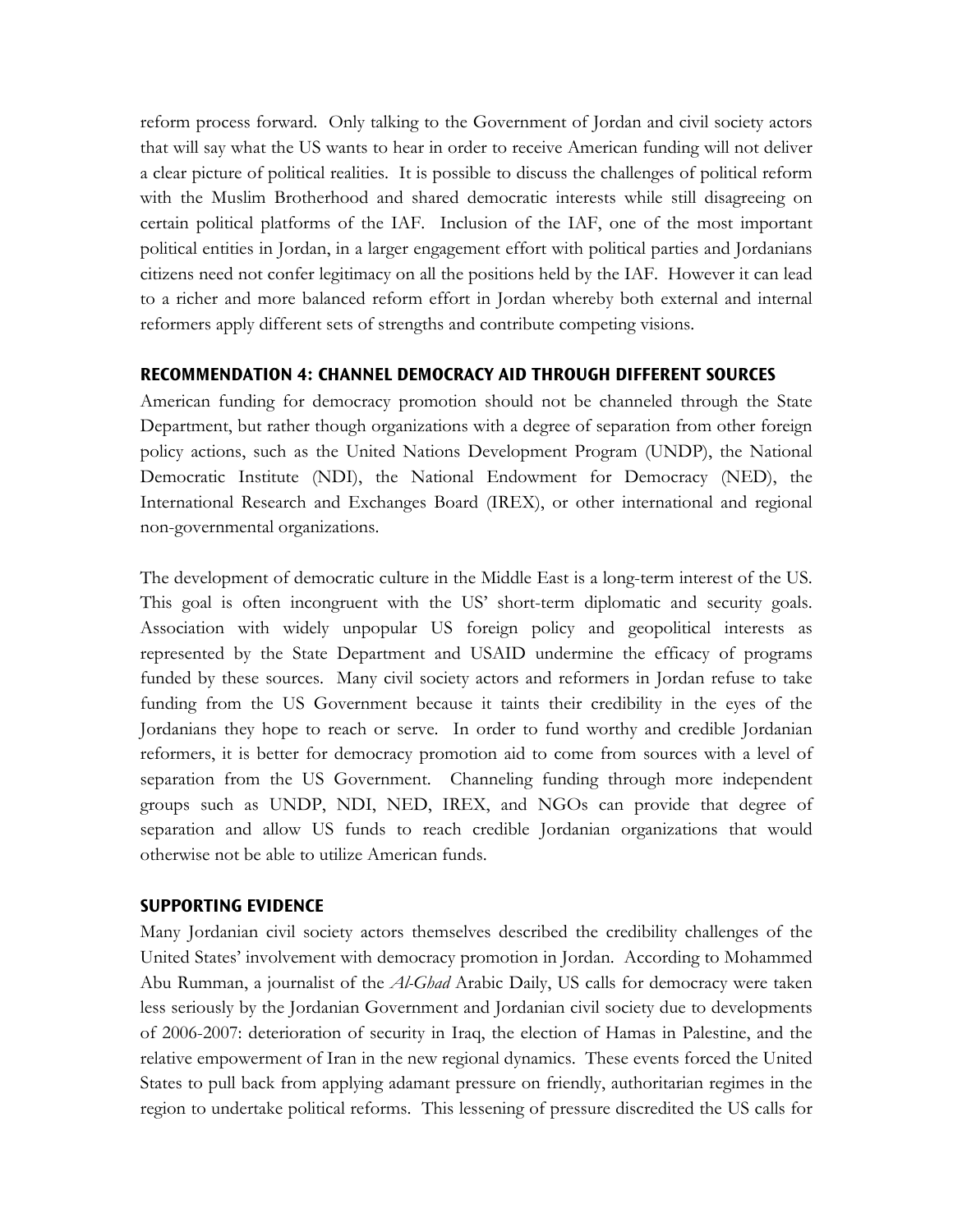reform process forward. Only talking to the Government of Jordan and civil society actors that will say what the US wants to hear in order to receive American funding will not deliver a clear picture of political realities. It is possible to discuss the challenges of political reform with the Muslim Brotherhood and shared democratic interests while still disagreeing on certain political platforms of the IAF. Inclusion of the IAF, one of the most important political entities in Jordan, in a larger engagement effort with political parties and Jordanians citizens need not confer legitimacy on all the positions held by the IAF. However it can lead to a richer and more balanced reform effort in Jordan whereby both external and internal reformers apply different sets of strengths and contribute competing visions.

### RECOMMENDATION 4: CHANNEL DEMOCRACY AID THROUGH DIFFERENT SOURCES

American funding for democracy promotion should not be channeled through the State Department, but rather though organizations with a degree of separation from other foreign policy actions, such as the United Nations Development Program (UNDP), the National Democratic Institute (NDI), the National Endowment for Democracy (NED), the International Research and Exchanges Board (IREX), or other international and regional non-governmental organizations.

The development of democratic culture in the Middle East is a long-term interest of the US. This goal is often incongruent with the US' short-term diplomatic and security goals. Association with widely unpopular US foreign policy and geopolitical interests as represented by the State Department and USAID undermine the efficacy of programs funded by these sources. Many civil society actors and reformers in Jordan refuse to take funding from the US Government because it taints their credibility in the eyes of the Jordanians they hope to reach or serve. In order to fund worthy and credible Jordanian reformers, it is better for democracy promotion aid to come from sources with a level of separation from the US Government. Channeling funding through more independent groups such as UNDP, NDI, NED, IREX, and NGOs can provide that degree of separation and allow US funds to reach credible Jordanian organizations that would otherwise not be able to utilize American funds.

### SUPPORTING EVIDENCE

Many Jordanian civil society actors themselves described the credibility challenges of the United States' involvement with democracy promotion in Jordan. According to Mohammed Abu Rumman, a journalist of the *Al-Ghad* Arabic Daily, US calls for democracy were taken less seriously by the Jordanian Government and Jordanian civil society due to developments of 2006-2007: deterioration of security in Iraq, the election of Hamas in Palestine, and the relative empowerment of Iran in the new regional dynamics. These events forced the United States to pull back from applying adamant pressure on friendly, authoritarian regimes in the region to undertake political reforms. This lessening of pressure discredited the US calls for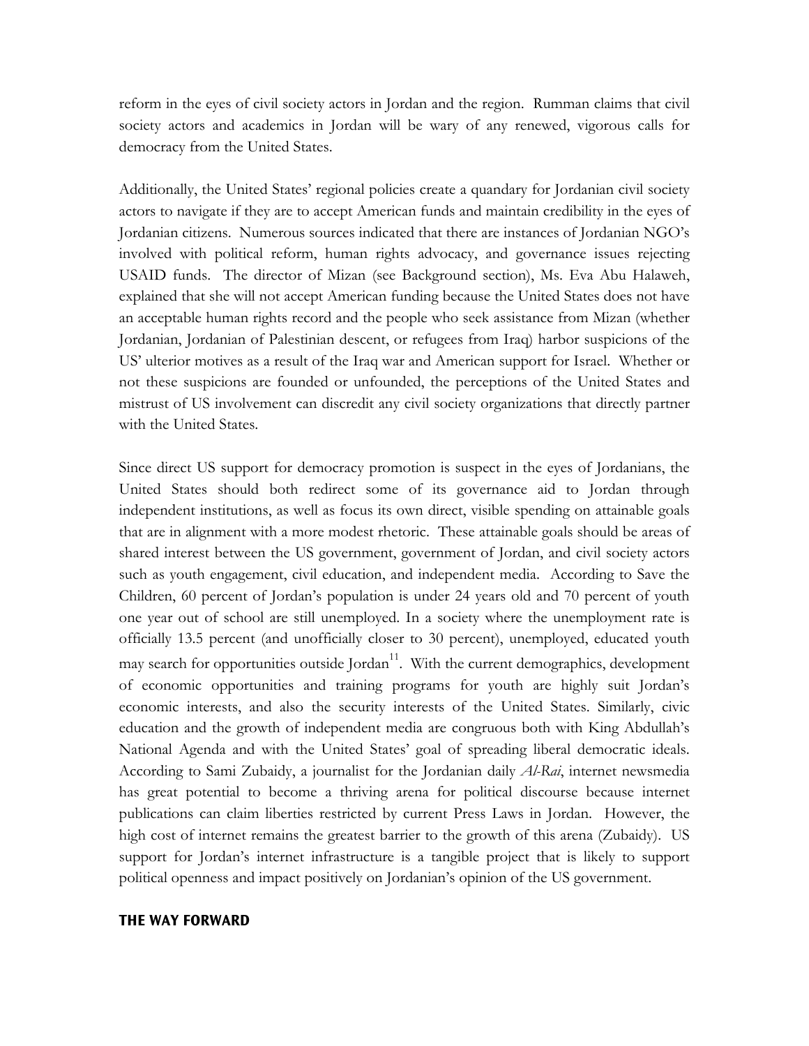reform in the eyes of civil society actors in Jordan and the region. Rumman claims that civil society actors and academics in Jordan will be wary of any renewed, vigorous calls for democracy from the United States.

Additionally, the United States' regional policies create a quandary for Jordanian civil society actors to navigate if they are to accept American funds and maintain credibility in the eyes of Jordanian citizens. Numerous sources indicated that there are instances of Jordanian NGO's involved with political reform, human rights advocacy, and governance issues rejecting USAID funds. The director of Mizan (see Background section), Ms. Eva Abu Halaweh, explained that she will not accept American funding because the United States does not have an acceptable human rights record and the people who seek assistance from Mizan (whether Jordanian, Jordanian of Palestinian descent, or refugees from Iraq) harbor suspicions of the US' ulterior motives as a result of the Iraq war and American support for Israel. Whether or not these suspicions are founded or unfounded, the perceptions of the United States and mistrust of US involvement can discredit any civil society organizations that directly partner with the United States.

Since direct US support for democracy promotion is suspect in the eyes of Jordanians, the United States should both redirect some of its governance aid to Jordan through independent institutions, as well as focus its own direct, visible spending on attainable goals that are in alignment with a more modest rhetoric. These attainable goals should be areas of shared interest between the US government, government of Jordan, and civil society actors such as youth engagement, civil education, and independent media. According to Save the Children, 60 percent of Jordan's population is under 24 years old and 70 percent of youth one year out of school are still unemployed. In a society where the unemployment rate is officially 13.5 percent (and unofficially closer to 30 percent), unemployed, educated youth may search for opportunities outside Jordan[11]. With the current demographics, development of economic opportunities and training programs for youth are highly suit Jordan's economic interests, and also the security interests of the United States. Similarly, civic education and the growth of independent media are congruous both with King Abdullah's National Agenda and with the United States' goal of spreading liberal democratic ideals. According to Sami Zubaidy, a journalist for the Jordanian daily *Al-Rai*, internet newsmedia has great potential to become a thriving arena for political discourse because internet publications can claim liberties restricted by current Press Laws in Jordan. However, the high cost of internet remains the greatest barrier to the growth of this arena (Zubaidy). US support for Jordan's internet infrastructure is a tangible project that is likely to support political openness and impact positively on Jordanian's opinion of the US government.

## THE WAY FORWARD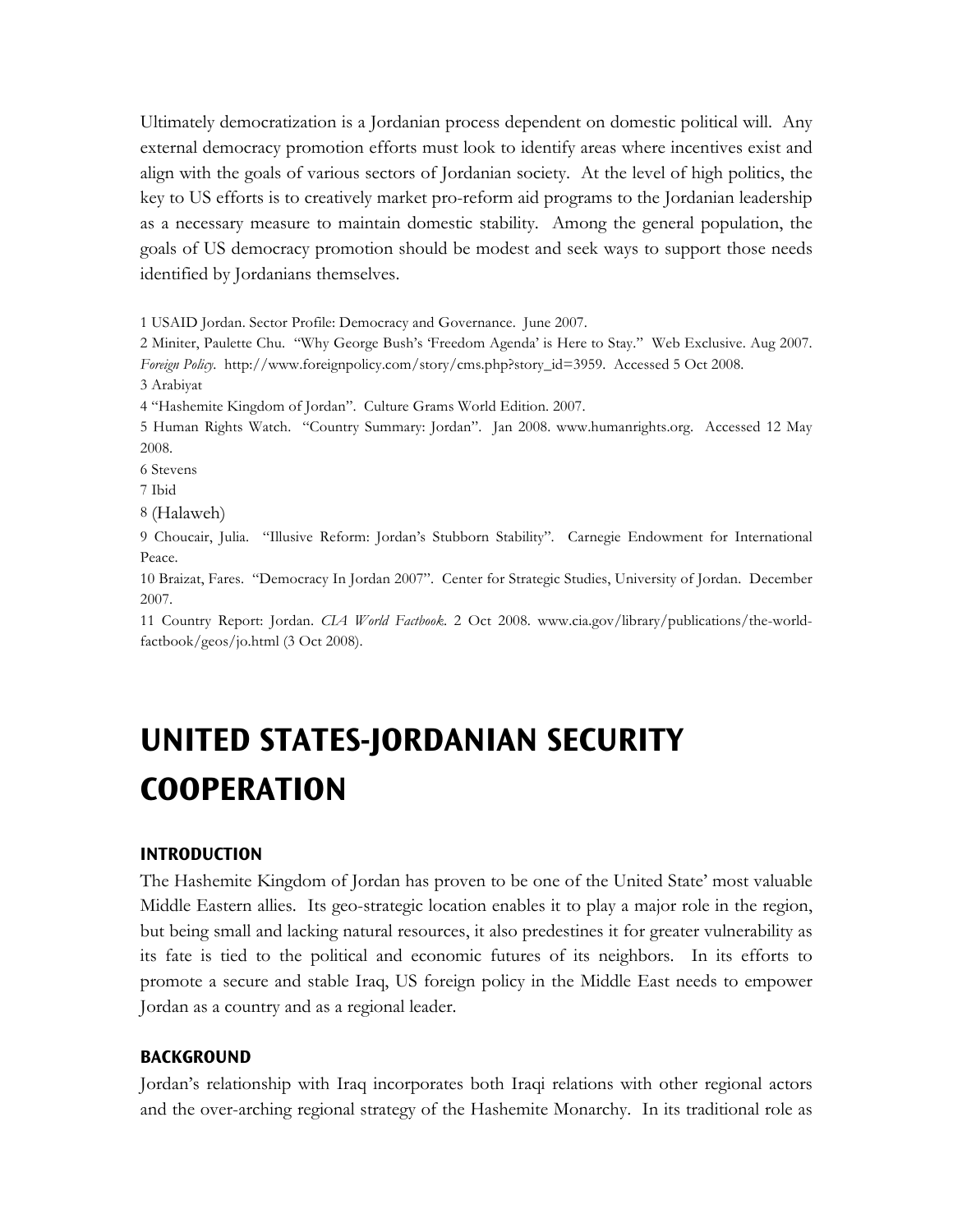Ultimately democratization is a Jordanian process dependent on domestic political will. Any external democracy promotion efforts must look to identify areas where incentives exist and align with the goals of various sectors of Jordanian society. At the level of high politics, the key to US efforts is to creatively market pro-reform aid programs to the Jordanian leadership as a necessary measure to maintain domestic stability. Among the general population, the goals of US democracy promotion should be modest and seek ways to support those needs identified by Jordanians themselves.

1 USAID Jordan. Sector Profile: Democracy and Governance. June 2007.

2 Miniter, Paulette Chu. "Why George Bush's 'Freedom Agenda' is Here to Stay." Web Exclusive. Aug 2007. *Foreign Policy*. http://www.foreignpolicy.com/story/cms.php?story_id=3959. Accessed 5 Oct 2008.

3 Arabiyat

4 "Hashemite Kingdom of Jordan". Culture Grams World Edition. 2007.

5 Human Rights Watch. "Country Summary: Jordan". Jan 2008. www.humanrights.org. Accessed 12 May 2008.

6 Stevens

7 Ibid

8 (Halaweh)

9 Choucair, Julia. "Illusive Reform: Jordan's Stubborn Stability". Carnegie Endowment for International Peace.

10 Braizat, Fares. "Democracy In Jordan 2007". Center for Strategic Studies, University of Jordan. December 2007.

11 Country Report: Jordan. *CIA World Factbook*. 2 Oct 2008. www.cia.gov/library/publications/the-world-factbook/geos/jo.html (3 Oct 2008).

# UNITED STATES-JORDANIAN SECURITY COOPERATION

## INTRODUCTION

The Hashemite Kingdom of Jordan has proven to be one of the United State' most valuable Middle Eastern allies. Its geo-strategic location enables it to play a major role in the region, but being small and lacking natural resources, it also predestines it for greater vulnerability as its fate is tied to the political and economic futures of its neighbors. In its efforts to promote a secure and stable Iraq, US foreign policy in the Middle East needs to empower Jordan as a country and as a regional leader.

## BACKGROUND

Jordan's relationship with Iraq incorporates both Iraqi relations with other regional actors and the over-arching regional strategy of the Hashemite Monarchy. In its traditional role as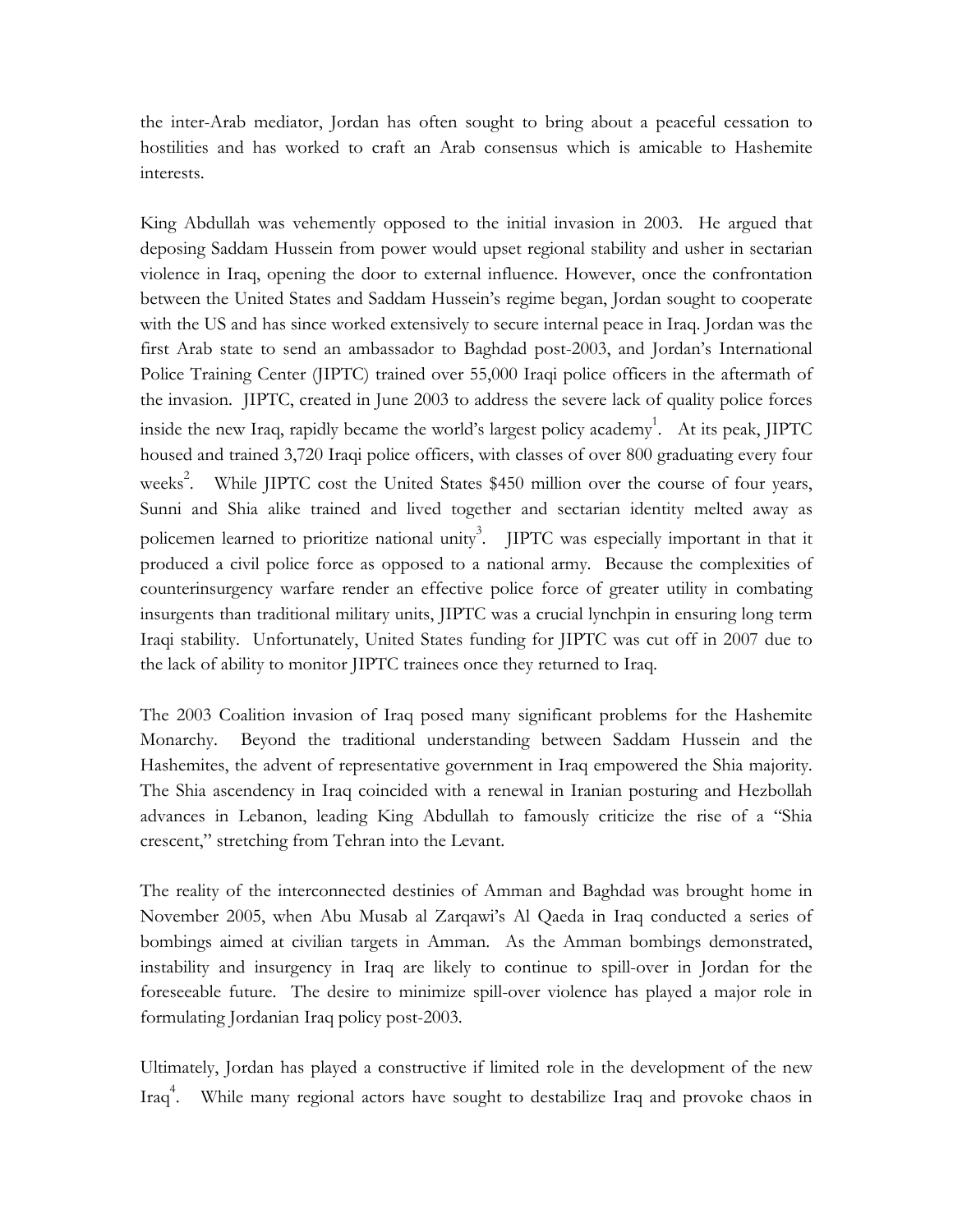the inter-Arab mediator, Jordan has often sought to bring about a peaceful cessation to hostilities and has worked to craft an Arab consensus which is amicable to Hashemite interests.

King Abdullah was vehemently opposed to the initial invasion in 2003. He argued that deposing Saddam Hussein from power would upset regional stability and usher in sectarian violence in Iraq, opening the door to external influence. However, once the confrontation between the United States and Saddam Hussein's regime began, Jordan sought to cooperate with the US and has since worked extensively to secure internal peace in Iraq. Jordan was the first Arab state to send an ambassador to Baghdad post-2003, and Jordan's International Police Training Center (JIPTC) trained over 55,000 Iraqi police officers in the aftermath of the invasion. JIPTC, created in June 2003 to address the severe lack of quality police forces inside the new Iraq, rapidly became the world's largest policy academy[1]. At its peak, JIPTC housed and trained 3,720 Iraqi police officers, with classes of over 800 graduating every four weeks[2]. While JIPTC cost the United States $450 million over the course of four years, Sunni and Shia alike trained and lived together and sectarian identity melted away as policemen learned to prioritize national unity[3]. JIPTC was especially important in that it produced a civil police force as opposed to a national army. Because the complexities of counterinsurgency warfare render an effective police force of greater utility in combating insurgents than traditional military units, JIPTC was a crucial lynchpin in ensuring long term Iraqi stability. Unfortunately, United States funding for JIPTC was cut off in 2007 due to the lack of ability to monitor JIPTC trainees once they returned to Iraq.

The 2003 Coalition invasion of Iraq posed many significant problems for the Hashemite Monarchy. Beyond the traditional understanding between Saddam Hussein and the Hashemites, the advent of representative government in Iraq empowered the Shia majority. The Shia ascendency in Iraq coincided with a renewal in Iranian posturing and Hezbollah advances in Lebanon, leading King Abdullah to famously criticize the rise of a "Shia crescent," stretching from Tehran into the Levant.

The reality of the interconnected destinies of Amman and Baghdad was brought home in November 2005, when Abu Musab al Zarqawi's Al Qaeda in Iraq conducted a series of bombings aimed at civilian targets in Amman. As the Amman bombings demonstrated, instability and insurgency in Iraq are likely to continue to spill-over in Jordan for the foreseeable future. The desire to minimize spill-over violence has played a major role in formulating Jordanian Iraq policy post-2003.

Ultimately, Jordan has played a constructive if limited role in the development of the new Iraq[4]. While many regional actors have sought to destabilize Iraq and provoke chaos in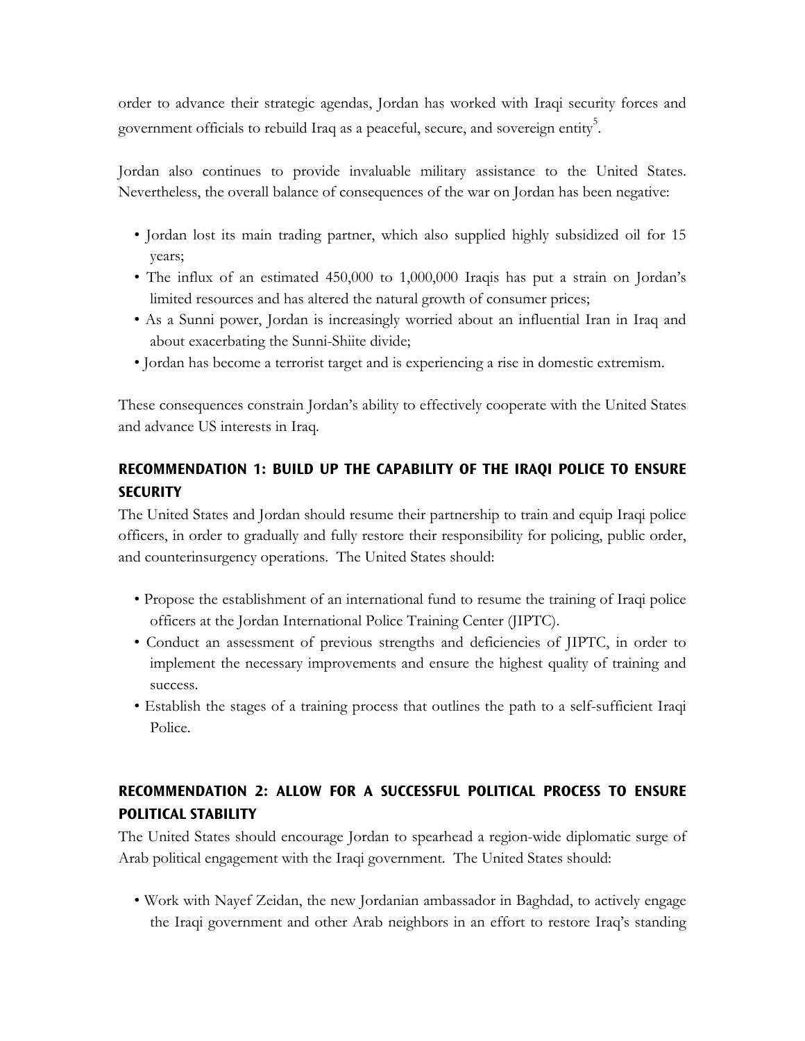order to advance their strategic agendas, Jordan has worked with Iraqi security forces and government officials to rebuild Iraq as a peaceful, secure, and sovereign entity[5].

Jordan also continues to provide invaluable military assistance to the United States. Nevertheless, the overall balance of consequences of the war on Jordan has been negative:

- Jordan lost its main trading partner, which also supplied highly subsidized oil for 15 years;
- The influx of an estimated 450,000 to 1,000,000 Iraqis has put a strain on Jordan's limited resources and has altered the natural growth of consumer prices;
- As a Sunni power, Jordan is increasingly worried about an influential Iran in Iraq and about exacerbating the Sunni-Shiite divide;
- Jordan has become a terrorist target and is experiencing a rise in domestic extremism.

These consequences constrain Jordan's ability to effectively cooperate with the United States and advance US interests in Iraq.

## RECOMMENDATION 1: BUILD UP THE CAPABILITY OF THE IRAQI POLICE TO ENSURE SECURITY

The United States and Jordan should resume their partnership to train and equip Iraqi police officers, in order to gradually and fully restore their responsibility for policing, public order, and counterinsurgency operations. The United States should:

- Propose the establishment of an international fund to resume the training of Iraqi police officers at the Jordan International Police Training Center (JIPTC).
- Conduct an assessment of previous strengths and deficiencies of JIPTC, in order to implement the necessary improvements and ensure the highest quality of training and success.
- Establish the stages of a training process that outlines the path to a self-sufficient Iraqi Police.

## RECOMMENDATION 2: ALLOW FOR A SUCCESSFUL POLITICAL PROCESS TO ENSURE POLITICAL STABILITY

The United States should encourage Jordan to spearhead a region-wide diplomatic surge of Arab political engagement with the Iraqi government. The United States should:

- Work with Nayef Zeidan, the new Jordanian ambassador in Baghdad, to actively engage the Iraqi government and other Arab neighbors in an effort to restore Iraq's standing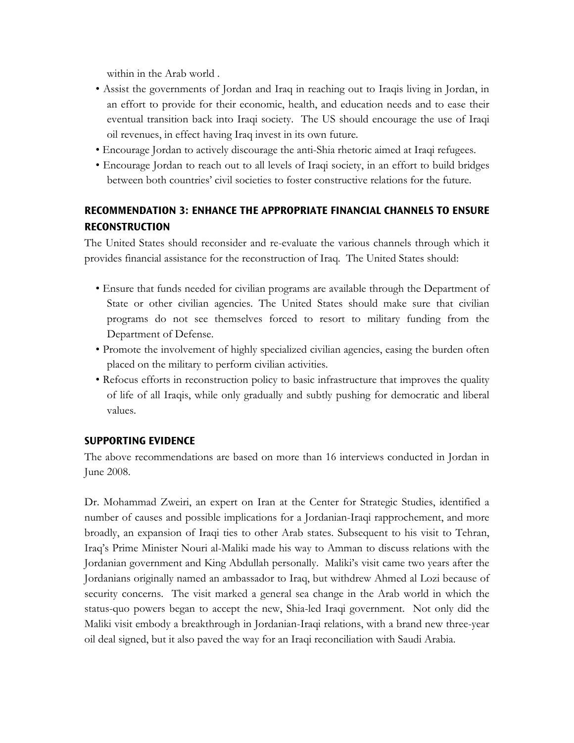within in the Arab world .

- Assist the governments of Jordan and Iraq in reaching out to Iraqis living in Jordan, in an effort to provide for their economic, health, and education needs and to ease their eventual transition back into Iraqi society. The US should encourage the use of Iraqi oil revenues, in effect having Iraq invest in its own future.
- Encourage Jordan to actively discourage the anti-Shia rhetoric aimed at Iraqi refugees.
- Encourage Jordan to reach out to all levels of Iraqi society, in an effort to build bridges between both countries' civil societies to foster constructive relations for the future.

## RECOMMENDATION 3: ENHANCE THE APPROPRIATE FINANCIAL CHANNELS TO ENSURE RECONSTRUCTION

The United States should reconsider and re-evaluate the various channels through which it provides financial assistance for the reconstruction of Iraq. The United States should:

- Ensure that funds needed for civilian programs are available through the Department of State or other civilian agencies. The United States should make sure that civilian programs do not see themselves forced to resort to military funding from the Department of Defense.
- Promote the involvement of highly specialized civilian agencies, easing the burden often placed on the military to perform civilian activities.
- Refocus efforts in reconstruction policy to basic infrastructure that improves the quality of life of all Iraqis, while only gradually and subtly pushing for democratic and liberal values.

## SUPPORTING EVIDENCE

The above recommendations are based on more than 16 interviews conducted in Jordan in June 2008.

Dr. Mohammad Zweiri, an expert on Iran at the Center for Strategic Studies, identified a number of causes and possible implications for a Jordanian-Iraqi rapprochement, and more broadly, an expansion of Iraqi ties to other Arab states. Subsequent to his visit to Tehran, Iraq's Prime Minister Nouri al-Maliki made his way to Amman to discuss relations with the Jordanian government and King Abdullah personally. Maliki's visit came two years after the Jordanians originally named an ambassador to Iraq, but withdrew Ahmed al Lozi because of security concerns. The visit marked a general sea change in the Arab world in which the status-quo powers began to accept the new, Shia-led Iraqi government. Not only did the Maliki visit embody a breakthrough in Jordanian-Iraqi relations, with a brand new three-year oil deal signed, but it also paved the way for an Iraqi reconciliation with Saudi Arabia.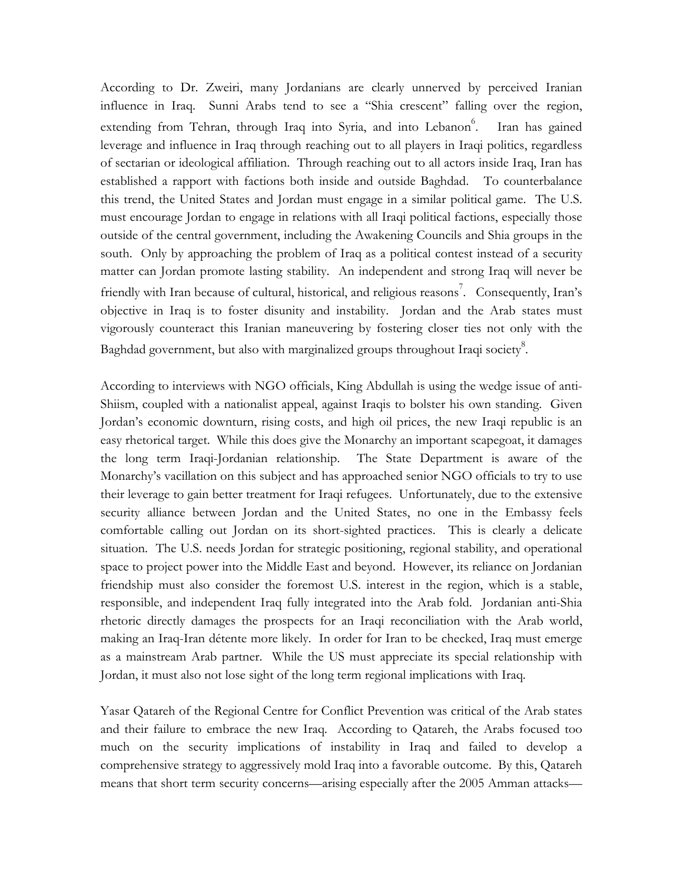According to Dr. Zweiri, many Jordanians are clearly unnerved by perceived Iranian influence in Iraq. Sunni Arabs tend to see a "Shia crescent" falling over the region, extending from Tehran, through Iraq into Syria, and into Lebanon[6]. Iran has gained leverage and influence in Iraq through reaching out to all players in Iraqi politics, regardless of sectarian or ideological affiliation. Through reaching out to all actors inside Iraq, Iran has established a rapport with factions both inside and outside Baghdad. To counterbalance this trend, the United States and Jordan must engage in a similar political game. The U.S. must encourage Jordan to engage in relations with all Iraqi political factions, especially those outside of the central government, including the Awakening Councils and Shia groups in the south. Only by approaching the problem of Iraq as a political contest instead of a security matter can Jordan promote lasting stability. An independent and strong Iraq will never be friendly with Iran because of cultural, historical, and religious reasons[7]. Consequently, Iran's objective in Iraq is to foster disunity and instability. Jordan and the Arab states must vigorously counteract this Iranian maneuvering by fostering closer ties not only with the Baghdad government, but also with marginalized groups throughout Iraqi society[8].

According to interviews with NGO officials, King Abdullah is using the wedge issue of anti-Shiism, coupled with a nationalist appeal, against Iraqis to bolster his own standing. Given Jordan's economic downturn, rising costs, and high oil prices, the new Iraqi republic is an easy rhetorical target. While this does give the Monarchy an important scapegoat, it damages the long term Iraqi-Jordanian relationship. The State Department is aware of the Monarchy's vacillation on this subject and has approached senior NGO officials to try to use their leverage to gain better treatment for Iraqi refugees. Unfortunately, due to the extensive security alliance between Jordan and the United States, no one in the Embassy feels comfortable calling out Jordan on its short-sighted practices. This is clearly a delicate situation. The U.S. needs Jordan for strategic positioning, regional stability, and operational space to project power into the Middle East and beyond. However, its reliance on Jordanian friendship must also consider the foremost U.S. interest in the region, which is a stable, responsible, and independent Iraq fully integrated into the Arab fold. Jordanian anti-Shia rhetoric directly damages the prospects for an Iraqi reconciliation with the Arab world, making an Iraq-Iran détente more likely. In order for Iran to be checked, Iraq must emerge as a mainstream Arab partner. While the US must appreciate its special relationship with Jordan, it must also not lose sight of the long term regional implications with Iraq.

Yasar Qatareh of the Regional Centre for Conflict Prevention was critical of the Arab states and their failure to embrace the new Iraq. According to Qatareh, the Arabs focused too much on the security implications of instability in Iraq and failed to develop a comprehensive strategy to aggressively mold Iraq into a favorable outcome. By this, Qatareh means that short term security concerns—arising especially after the 2005 Amman attacks—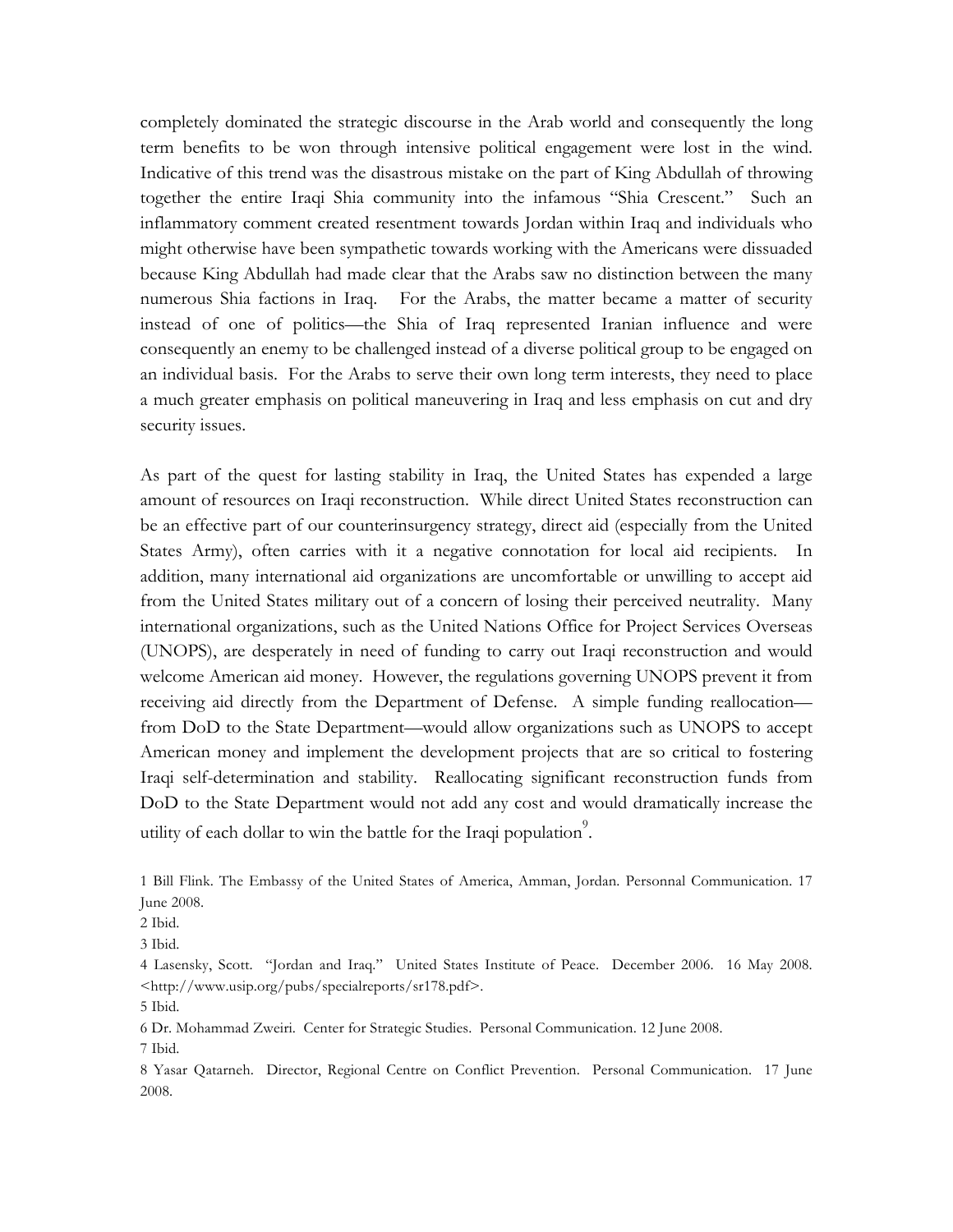completely dominated the strategic discourse in the Arab world and consequently the long term benefits to be won through intensive political engagement were lost in the wind. Indicative of this trend was the disastrous mistake on the part of King Abdullah of throwing together the entire Iraqi Shia community into the infamous "Shia Crescent." Such an inflammatory comment created resentment towards Jordan within Iraq and individuals who might otherwise have been sympathetic towards working with the Americans were dissuaded because King Abdullah had made clear that the Arabs saw no distinction between the many numerous Shia factions in Iraq. For the Arabs, the matter became a matter of security instead of one of politics—the Shia of Iraq represented Iranian influence and were consequently an enemy to be challenged instead of a diverse political group to be engaged on an individual basis. For the Arabs to serve their own long term interests, they need to place a much greater emphasis on political maneuvering in Iraq and less emphasis on cut and dry security issues.

As part of the quest for lasting stability in Iraq, the United States has expended a large amount of resources on Iraqi reconstruction. While direct United States reconstruction can be an effective part of our counterinsurgency strategy, direct aid (especially from the United States Army), often carries with it a negative connotation for local aid recipients. In addition, many international aid organizations are uncomfortable or unwilling to accept aid from the United States military out of a concern of losing their perceived neutrality. Many international organizations, such as the United Nations Office for Project Services Overseas (UNOPS), are desperately in need of funding to carry out Iraqi reconstruction and would welcome American aid money. However, the regulations governing UNOPS prevent it from receiving aid directly from the Department of Defense. A simple funding reallocation—from DoD to the State Department—would allow organizations such as UNOPS to accept American money and implement the development projects that are so critical to fostering Iraqi self-determination and stability. Reallocating significant reconstruction funds from DoD to the State Department would not add any cost and would dramatically increase the utility of each dollar to win the battle for the Iraqi population[9].

1 Bill Flink. The Embassy of the United States of America, Amman, Jordan. Personnal Communication. 17 June 2008.

2 Ibid.

3 Ibid.

4 Lasensky, Scott. "Jordan and Iraq." United States Institute of Peace. December 2006. 16 May 2008. <http://www.usip.org/pubs/specialreports/sr178.pdf>.

5 Ibid.

6 Dr. Mohammad Zweiri. Center for Strategic Studies. Personal Communication. 12 June 2008.

7 Ibid.

8 Yasar Qatarneh. Director, Regional Centre on Conflict Prevention. Personal Communication. 17 June 2008.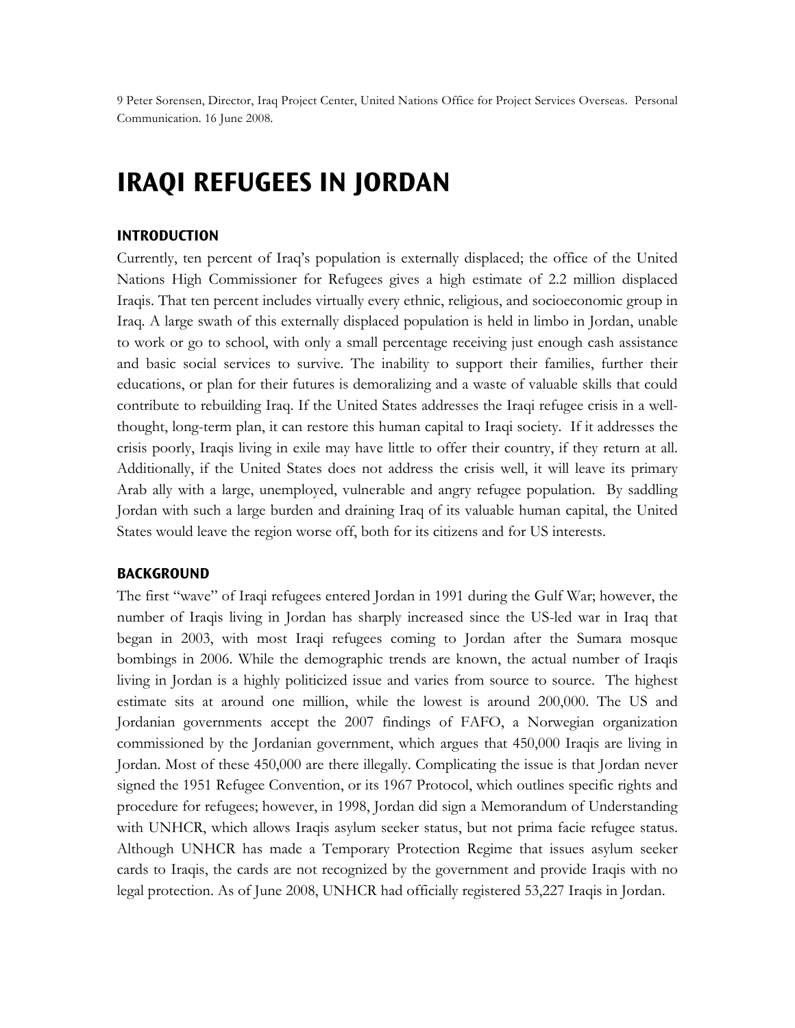9 Peter Sorensen, Director, Iraq Project Center, United Nations Office for Project Services Overseas. Personal Communication. 16 June 2008.

# IRAQI REFUGEES IN JORDAN

## INTRODUCTION

Currently, ten percent of Iraq's population is externally displaced; the office of the United Nations High Commissioner for Refugees gives a high estimate of 2.2 million displaced Iraqis. That ten percent includes virtually every ethnic, religious, and socioeconomic group in Iraq. A large swath of this externally displaced population is held in limbo in Jordan, unable to work or go to school, with only a small percentage receiving just enough cash assistance and basic social services to survive. The inability to support their families, further their educations, or plan for their futures is demoralizing and a waste of valuable skills that could contribute to rebuilding Iraq. If the United States addresses the Iraqi refugee crisis in a well-thought, long-term plan, it can restore this human capital to Iraqi society. If it addresses the crisis poorly, Iraqis living in exile may have little to offer their country, if they return at all. Additionally, if the United States does not address the crisis well, it will leave its primary Arab ally with a large, unemployed, vulnerable and angry refugee population. By saddling Jordan with such a large burden and draining Iraq of its valuable human capital, the United States would leave the region worse off, both for its citizens and for US interests.

## BACKGROUND

The first "wave" of Iraqi refugees entered Jordan in 1991 during the Gulf War; however, the number of Iraqis living in Jordan has sharply increased since the US-led war in Iraq that began in 2003, with most Iraqi refugees coming to Jordan after the Sumara mosque bombings in 2006. While the demographic trends are known, the actual number of Iraqis living in Jordan is a highly politicized issue and varies from source to source. The highest estimate sits at around one million, while the lowest is around 200,000. The US and Jordanian governments accept the 2007 findings of FAFO, a Norwegian organization commissioned by the Jordanian government, which argues that 450,000 Iraqis are living in Jordan. Most of these 450,000 are there illegally. Complicating the issue is that Jordan never signed the 1951 Refugee Convention, or its 1967 Protocol, which outlines specific rights and procedure for refugees; however, in 1998, Jordan did sign a Memorandum of Understanding with UNHCR, which allows Iraqis asylum seeker status, but not prima facie refugee status. Although UNHCR has made a Temporary Protection Regime that issues asylum seeker cards to Iraqis, the cards are not recognized by the government and provide Iraqis with no legal protection. As of June 2008, UNHCR had officially registered 53,227 Iraqis in Jordan.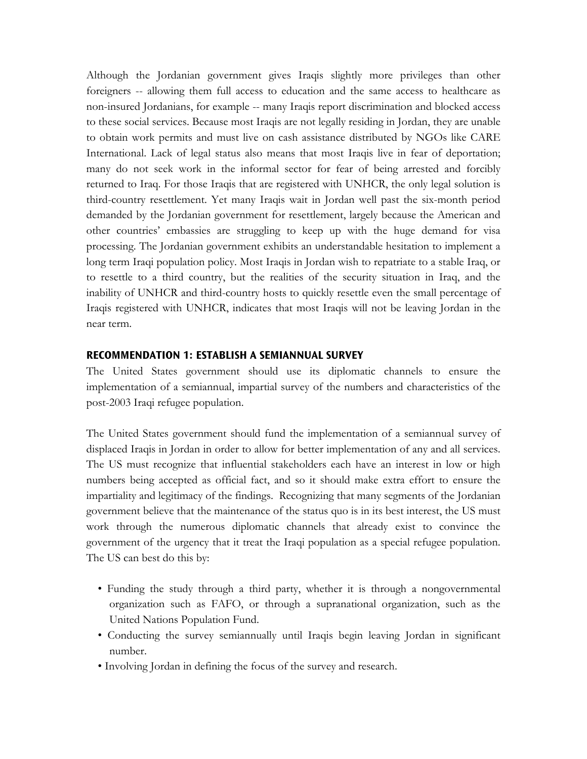Although the Jordanian government gives Iraqis slightly more privileges than other foreigners -- allowing them full access to education and the same access to healthcare as non-insured Jordanians, for example -- many Iraqis report discrimination and blocked access to these social services. Because most Iraqis are not legally residing in Jordan, they are unable to obtain work permits and must live on cash assistance distributed by NGOs like CARE International. Lack of legal status also means that most Iraqis live in fear of deportation; many do not seek work in the informal sector for fear of being arrested and forcibly returned to Iraq. For those Iraqis that are registered with UNHCR, the only legal solution is third-country resettlement. Yet many Iraqis wait in Jordan well past the six-month period demanded by the Jordanian government for resettlement, largely because the American and other countries' embassies are struggling to keep up with the huge demand for visa processing. The Jordanian government exhibits an understandable hesitation to implement a long term Iraqi population policy. Most Iraqis in Jordan wish to repatriate to a stable Iraq, or to resettle to a third country, but the realities of the security situation in Iraq, and the inability of UNHCR and third-country hosts to quickly resettle even the small percentage of Iraqis registered with UNHCR, indicates that most Iraqis will not be leaving Jordan in the near term.

## RECOMMENDATION 1: ESTABLISH A SEMIANNUAL SURVEY

The United States government should use its diplomatic channels to ensure the implementation of a semiannual, impartial survey of the numbers and characteristics of the post-2003 Iraqi refugee population.

The United States government should fund the implementation of a semiannual survey of displaced Iraqis in Jordan in order to allow for better implementation of any and all services. The US must recognize that influential stakeholders each have an interest in low or high numbers being accepted as official fact, and so it should make extra effort to ensure the impartiality and legitimacy of the findings. Recognizing that many segments of the Jordanian government believe that the maintenance of the status quo is in its best interest, the US must work through the numerous diplomatic channels that already exist to convince the government of the urgency that it treat the Iraqi population as a special refugee population. The US can best do this by:

- Funding the study through a third party, whether it is through a nongovernmental organization such as FAFO, or through a supranational organization, such as the United Nations Population Fund.
- Conducting the survey semiannually until Iraqis begin leaving Jordan in significant number.
- Involving Jordan in defining the focus of the survey and research.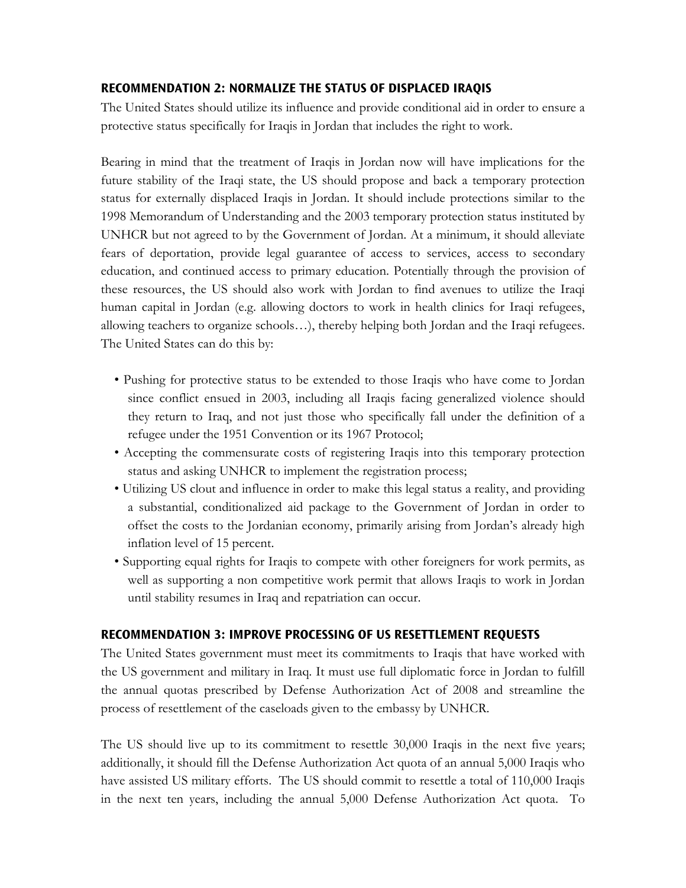### RECOMMENDATION 2: NORMALIZE THE STATUS OF DISPLACED IRAQIS

The United States should utilize its influence and provide conditional aid in order to ensure a protective status specifically for Iraqis in Jordan that includes the right to work.

Bearing in mind that the treatment of Iraqis in Jordan now will have implications for the future stability of the Iraqi state, the US should propose and back a temporary protection status for externally displaced Iraqis in Jordan. It should include protections similar to the 1998 Memorandum of Understanding and the 2003 temporary protection status instituted by UNHCR but not agreed to by the Government of Jordan. At a minimum, it should alleviate fears of deportation, provide legal guarantee of access to services, access to secondary education, and continued access to primary education. Potentially through the provision of these resources, the US should also work with Jordan to find avenues to utilize the Iraqi human capital in Jordan (e.g. allowing doctors to work in health clinics for Iraqi refugees, allowing teachers to organize schools…), thereby helping both Jordan and the Iraqi refugees. The United States can do this by:

- Pushing for protective status to be extended to those Iraqis who have come to Jordan since conflict ensued in 2003, including all Iraqis facing generalized violence should they return to Iraq, and not just those who specifically fall under the definition of a refugee under the 1951 Convention or its 1967 Protocol;
- Accepting the commensurate costs of registering Iraqis into this temporary protection status and asking UNHCR to implement the registration process;
- Utilizing US clout and influence in order to make this legal status a reality, and providing a substantial, conditionalized aid package to the Government of Jordan in order to offset the costs to the Jordanian economy, primarily arising from Jordan's already high inflation level of 15 percent.
- Supporting equal rights for Iraqis to compete with other foreigners for work permits, as well as supporting a non competitive work permit that allows Iraqis to work in Jordan until stability resumes in Iraq and repatriation can occur.

### RECOMMENDATION 3: IMPROVE PROCESSING OF US RESETTLEMENT REQUESTS

The United States government must meet its commitments to Iraqis that have worked with the US government and military in Iraq. It must use full diplomatic force in Jordan to fulfill the annual quotas prescribed by Defense Authorization Act of 2008 and streamline the process of resettlement of the caseloads given to the embassy by UNHCR.

The US should live up to its commitment to resettle 30,000 Iraqis in the next five years; additionally, it should fill the Defense Authorization Act quota of an annual 5,000 Iraqis who have assisted US military efforts. The US should commit to resettle a total of 110,000 Iraqis in the next ten years, including the annual 5,000 Defense Authorization Act quota. To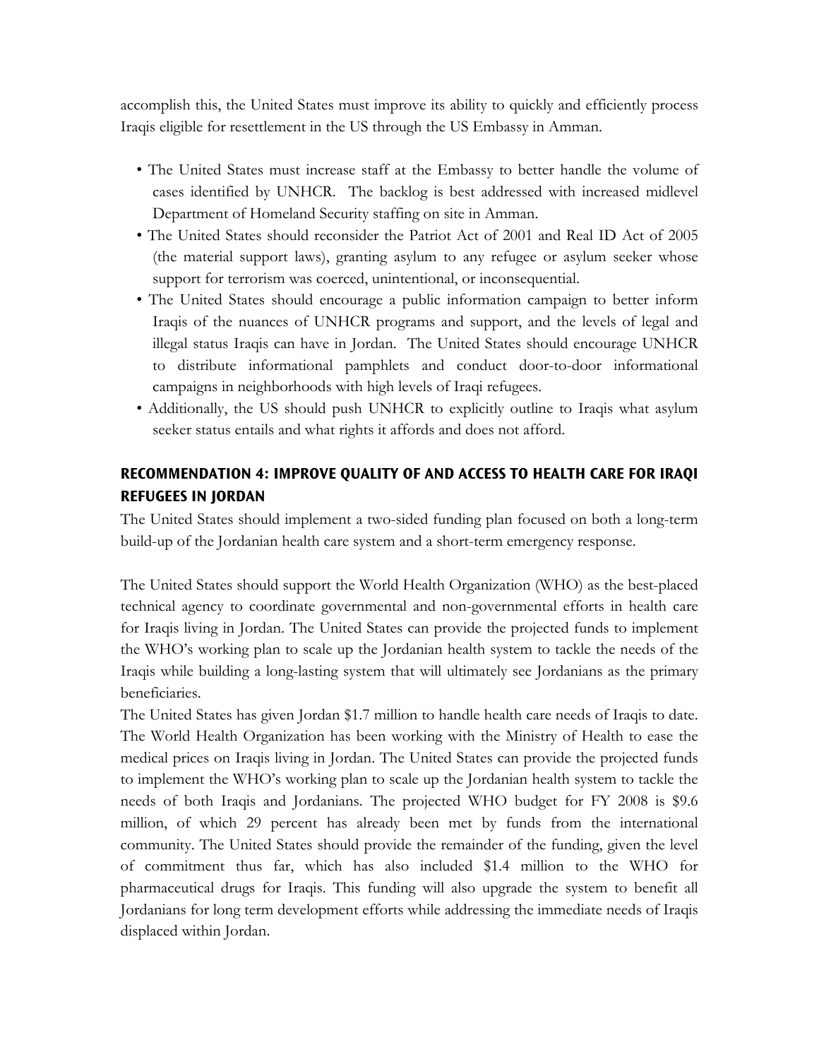accomplish this, the United States must improve its ability to quickly and efficiently process Iraqis eligible for resettlement in the US through the US Embassy in Amman.

- The United States must increase staff at the Embassy to better handle the volume of cases identified by UNHCR. The backlog is best addressed with increased midlevel Department of Homeland Security staffing on site in Amman.
- The United States should reconsider the Patriot Act of 2001 and Real ID Act of 2005 (the material support laws), granting asylum to any refugee or asylum seeker whose support for terrorism was coerced, unintentional, or inconsequential.
- The United States should encourage a public information campaign to better inform Iraqis of the nuances of UNHCR programs and support, and the levels of legal and illegal status Iraqis can have in Jordan. The United States should encourage UNHCR to distribute informational pamphlets and conduct door-to-door informational campaigns in neighborhoods with high levels of Iraqi refugees.
- Additionally, the US should push UNHCR to explicitly outline to Iraqis what asylum seeker status entails and what rights it affords and does not afford.

## RECOMMENDATION 4: IMPROVE QUALITY OF AND ACCESS TO HEALTH CARE FOR IRAQI REFUGEES IN JORDAN

The United States should implement a two-sided funding plan focused on both a long-term build-up of the Jordanian health care system and a short-term emergency response.

The United States should support the World Health Organization (WHO) as the best-placed technical agency to coordinate governmental and non-governmental efforts in health care for Iraqis living in Jordan. The United States can provide the projected funds to implement the WHO's working plan to scale up the Jordanian health system to tackle the needs of the Iraqis while building a long-lasting system that will ultimately see Jordanians as the primary beneficiaries.

The United States has given Jordan $1.7 million to handle health care needs of Iraqis to date. The World Health Organization has been working with the Ministry of Health to ease the medical prices on Iraqis living in Jordan. The United States can provide the projected funds to implement the WHO's working plan to scale up the Jordanian health system to tackle the needs of both Iraqis and Jordanians. The projected WHO budget for FY 2008 is $9.6 million, of which 29 percent has already been met by funds from the international community. The United States should provide the remainder of the funding, given the level of commitment thus far, which has also included $1.4 million to the WHO for pharmaceutical drugs for Iraqis. This funding will also upgrade the system to benefit all Jordanians for long term development efforts while addressing the immediate needs of Iraqis displaced within Jordan.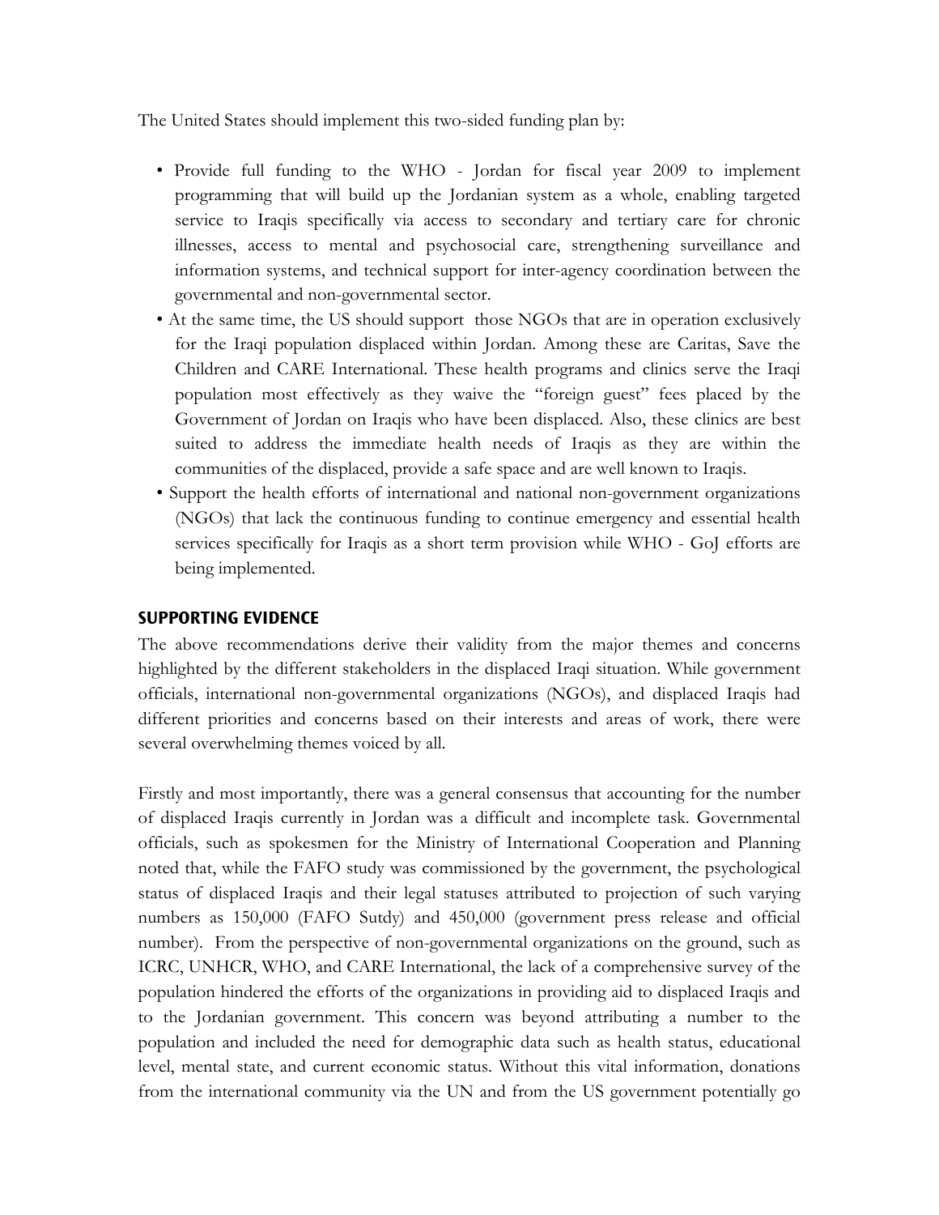The United States should implement this two-sided funding plan by:

- Provide full funding to the WHO - Jordan for fiscal year 2009 to implement programming that will build up the Jordanian system as a whole, enabling targeted service to Iraqis specifically via access to secondary and tertiary care for chronic illnesses, access to mental and psychosocial care, strengthening surveillance and information systems, and technical support for inter-agency coordination between the governmental and non-governmental sector.
- At the same time, the US should support those NGOs that are in operation exclusively for the Iraqi population displaced within Jordan. Among these are Caritas, Save the Children and CARE International. These health programs and clinics serve the Iraqi population most effectively as they waive the "foreign guest" fees placed by the Government of Jordan on Iraqis who have been displaced. Also, these clinics are best suited to address the immediate health needs of Iraqis as they are within the communities of the displaced, provide a safe space and are well known to Iraqis.
- Support the health efforts of international and national non-government organizations (NGOs) that lack the continuous funding to continue emergency and essential health services specifically for Iraqis as a short term provision while WHO - GoJ efforts are being implemented.

## SUPPORTING EVIDENCE

The above recommendations derive their validity from the major themes and concerns highlighted by the different stakeholders in the displaced Iraqi situation. While government officials, international non-governmental organizations (NGOs), and displaced Iraqis had different priorities and concerns based on their interests and areas of work, there were several overwhelming themes voiced by all.

Firstly and most importantly, there was a general consensus that accounting for the number of displaced Iraqis currently in Jordan was a difficult and incomplete task. Governmental officials, such as spokesmen for the Ministry of International Cooperation and Planning noted that, while the FAFO study was commissioned by the government, the psychological status of displaced Iraqis and their legal statuses attributed to projection of such varying numbers as 150,000 (FAFO Sutdy) and 450,000 (government press release and official number). From the perspective of non-governmental organizations on the ground, such as ICRC, UNHCR, WHO, and CARE International, the lack of a comprehensive survey of the population hindered the efforts of the organizations in providing aid to displaced Iraqis and to the Jordanian government. This concern was beyond attributing a number to the population and included the need for demographic data such as health status, educational level, mental state, and current economic status. Without this vital information, donations from the international community via the UN and from the US government potentially go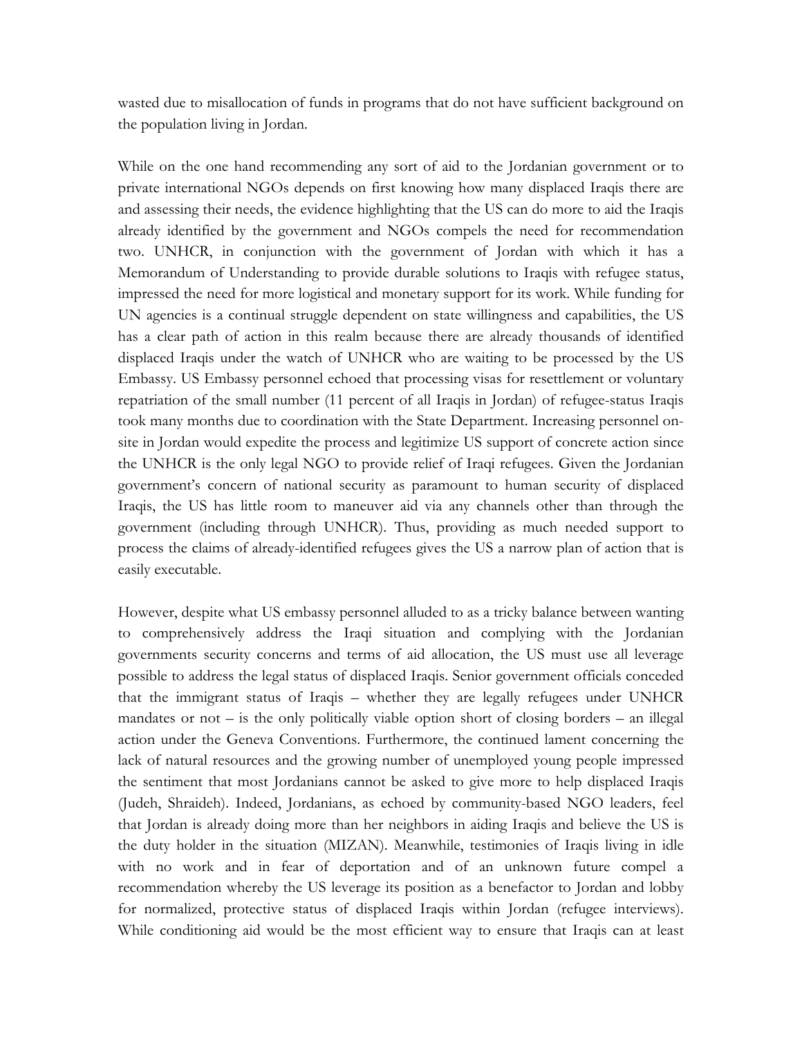wasted due to misallocation of funds in programs that do not have sufficient background on the population living in Jordan.

While on the one hand recommending any sort of aid to the Jordanian government or to private international NGOs depends on first knowing how many displaced Iraqis there are and assessing their needs, the evidence highlighting that the US can do more to aid the Iraqis already identified by the government and NGOs compels the need for recommendation two. UNHCR, in conjunction with the government of Jordan with which it has a Memorandum of Understanding to provide durable solutions to Iraqis with refugee status, impressed the need for more logistical and monetary support for its work. While funding for UN agencies is a continual struggle dependent on state willingness and capabilities, the US has a clear path of action in this realm because there are already thousands of identified displaced Iraqis under the watch of UNHCR who are waiting to be processed by the US Embassy. US Embassy personnel echoed that processing visas for resettlement or voluntary repatriation of the small number (11 percent of all Iraqis in Jordan) of refugee-status Iraqis took many months due to coordination with the State Department. Increasing personnel on-site in Jordan would expedite the process and legitimize US support of concrete action since the UNHCR is the only legal NGO to provide relief of Iraqi refugees. Given the Jordanian government's concern of national security as paramount to human security of displaced Iraqis, the US has little room to maneuver aid via any channels other than through the government (including through UNHCR). Thus, providing as much needed support to process the claims of already-identified refugees gives the US a narrow plan of action that is easily executable.

However, despite what US embassy personnel alluded to as a tricky balance between wanting to comprehensively address the Iraqi situation and complying with the Jordanian governments security concerns and terms of aid allocation, the US must use all leverage possible to address the legal status of displaced Iraqis. Senior government officials conceded that the immigrant status of Iraqis – whether they are legally refugees under UNHCR mandates or not – is the only politically viable option short of closing borders – an illegal action under the Geneva Conventions. Furthermore, the continued lament concerning the lack of natural resources and the growing number of unemployed young people impressed the sentiment that most Jordanians cannot be asked to give more to help displaced Iraqis (Judeh, Shraideh). Indeed, Jordanians, as echoed by community-based NGO leaders, feel that Jordan is already doing more than her neighbors in aiding Iraqis and believe the US is the duty holder in the situation (MIZAN). Meanwhile, testimonies of Iraqis living in idle with no work and in fear of deportation and of an unknown future compel a recommendation whereby the US leverage its position as a benefactor to Jordan and lobby for normalized, protective status of displaced Iraqis within Jordan (refugee interviews). While conditioning aid would be the most efficient way to ensure that Iraqis can at least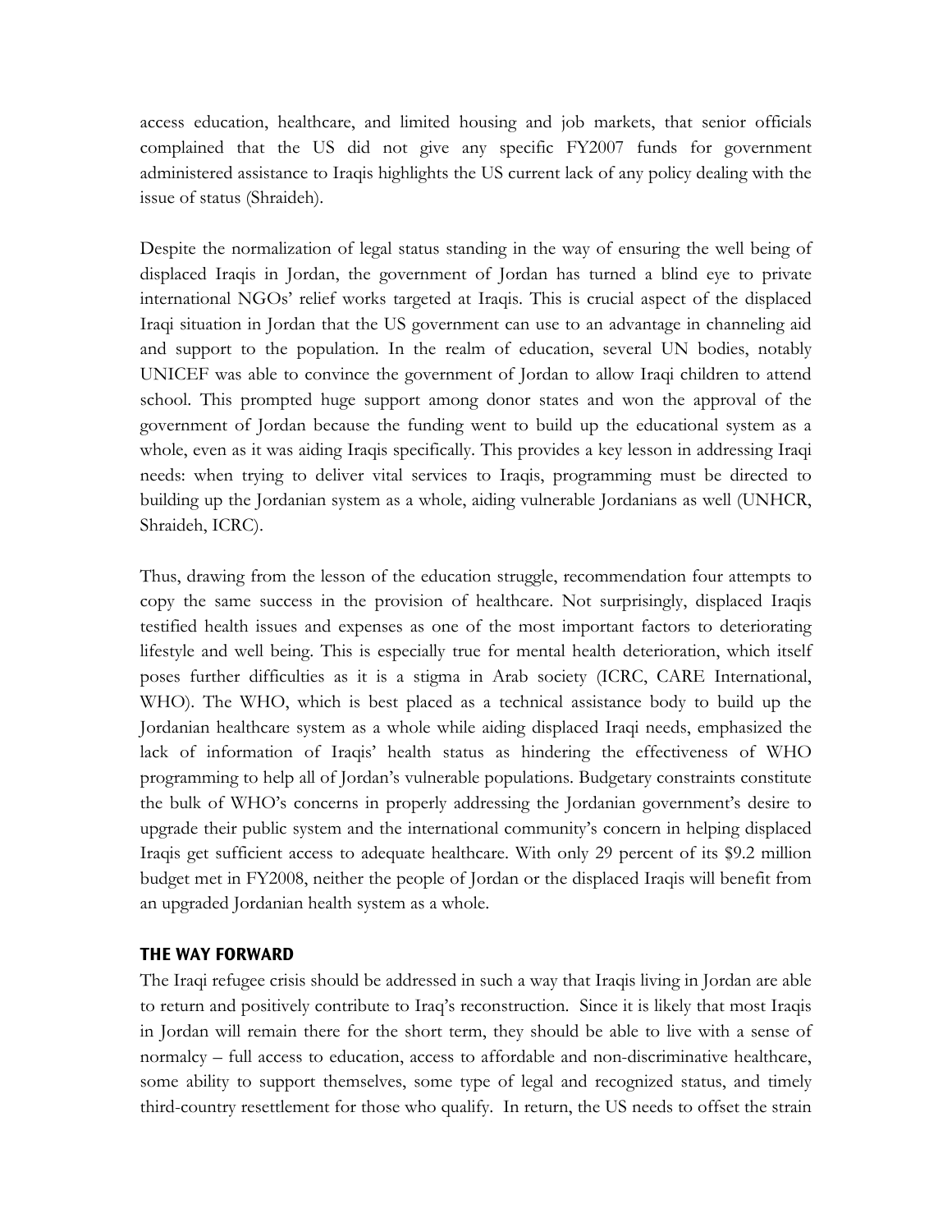access education, healthcare, and limited housing and job markets, that senior officials complained that the US did not give any specific FY2007 funds for government administered assistance to Iraqis highlights the US current lack of any policy dealing with the issue of status (Shraideh).

Despite the normalization of legal status standing in the way of ensuring the well being of displaced Iraqis in Jordan, the government of Jordan has turned a blind eye to private international NGOs' relief works targeted at Iraqis. This is crucial aspect of the displaced Iraqi situation in Jordan that the US government can use to an advantage in channeling aid and support to the population. In the realm of education, several UN bodies, notably UNICEF was able to convince the government of Jordan to allow Iraqi children to attend school. This prompted huge support among donor states and won the approval of the government of Jordan because the funding went to build up the educational system as a whole, even as it was aiding Iraqis specifically. This provides a key lesson in addressing Iraqi needs: when trying to deliver vital services to Iraqis, programming must be directed to building up the Jordanian system as a whole, aiding vulnerable Jordanians as well (UNHCR, Shraideh, ICRC).

Thus, drawing from the lesson of the education struggle, recommendation four attempts to copy the same success in the provision of healthcare. Not surprisingly, displaced Iraqis testified health issues and expenses as one of the most important factors to deteriorating lifestyle and well being. This is especially true for mental health deterioration, which itself poses further difficulties as it is a stigma in Arab society (ICRC, CARE International, WHO). The WHO, which is best placed as a technical assistance body to build up the Jordanian healthcare system as a whole while aiding displaced Iraqi needs, emphasized the lack of information of Iraqis' health status as hindering the effectiveness of WHO programming to help all of Jordan's vulnerable populations. Budgetary constraints constitute the bulk of WHO's concerns in properly addressing the Jordanian government's desire to upgrade their public system and the international community's concern in helping displaced Iraqis get sufficient access to adequate healthcare. With only 29 percent of its $9.2 million budget met in FY2008, neither the people of Jordan or the displaced Iraqis will benefit from an upgraded Jordanian health system as a whole.

## THE WAY FORWARD

The Iraqi refugee crisis should be addressed in such a way that Iraqis living in Jordan are able to return and positively contribute to Iraq's reconstruction. Since it is likely that most Iraqis in Jordan will remain there for the short term, they should be able to live with a sense of normalcy – full access to education, access to affordable and non-discriminative healthcare, some ability to support themselves, some type of legal and recognized status, and timely third-country resettlement for those who qualify. In return, the US needs to offset the strain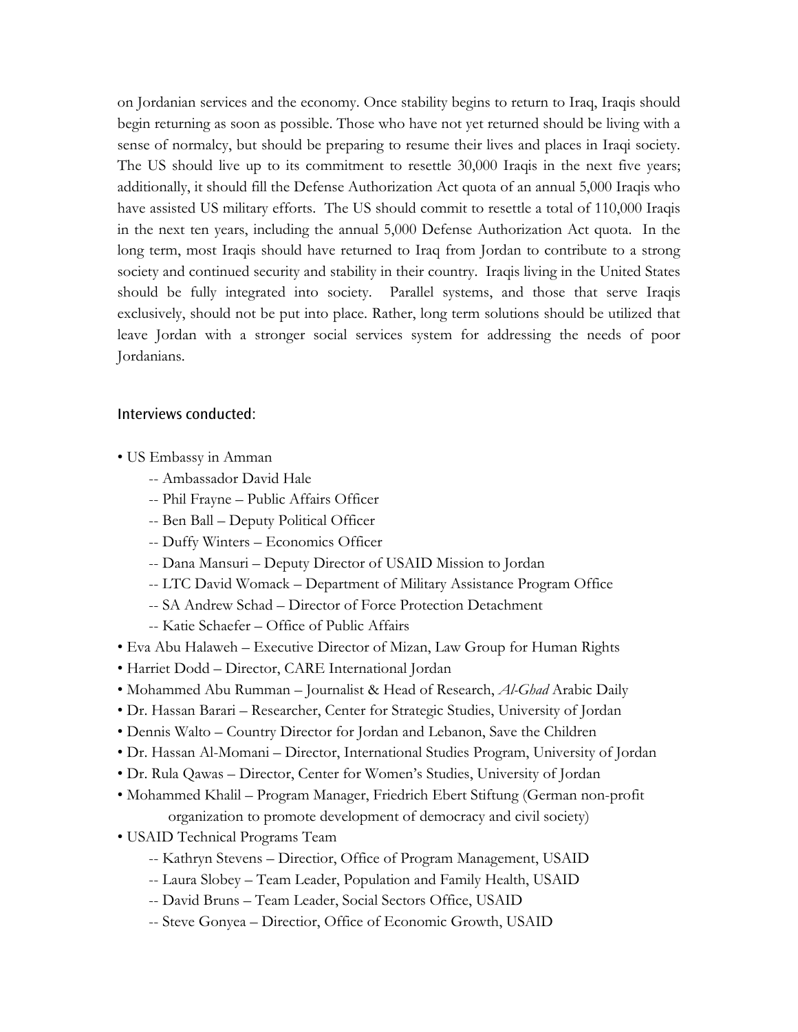on Jordanian services and the economy. Once stability begins to return to Iraq, Iraqis should begin returning as soon as possible. Those who have not yet returned should be living with a sense of normalcy, but should be preparing to resume their lives and places in Iraqi society. The US should live up to its commitment to resettle 30,000 Iraqis in the next five years; additionally, it should fill the Defense Authorization Act quota of an annual 5,000 Iraqis who have assisted US military efforts. The US should commit to resettle a total of 110,000 Iraqis in the next ten years, including the annual 5,000 Defense Authorization Act quota. In the long term, most Iraqis should have returned to Iraq from Jordan to contribute to a strong society and continued security and stability in their country. Iraqis living in the United States should be fully integrated into society. Parallel systems, and those that serve Iraqis exclusively, should not be put into place. Rather, long term solutions should be utilized that leave Jordan with a stronger social services system for addressing the needs of poor Jordanians.

## Interviews conducted:

- US Embassy in Amman
  - -- Ambassador David Hale
  - -- Phil Frayne – Public Affairs Officer
  - -- Ben Ball – Deputy Political Officer
  - -- Duffy Winters – Economics Officer
  - -- Dana Mansuri – Deputy Director of USAID Mission to Jordan
  - -- LTC David Womack – Department of Military Assistance Program Office
  - -- SA Andrew Schad – Director of Force Protection Detachment
  - -- Katie Schaefer – Office of Public Affairs
- Eva Abu Halaweh – Executive Director of Mizan, Law Group for Human Rights
- Harriet Dodd – Director, CARE International Jordan
- Mohammed Abu Rumman – Journalist & Head of Research, *Al-Ghad* Arabic Daily
- Dr. Hassan Barari – Researcher, Center for Strategic Studies, University of Jordan
- Dennis Walto – Country Director for Jordan and Lebanon, Save the Children
- Dr. Hassan Al-Momani – Director, International Studies Program, University of Jordan
- Dr. Rula Qawas – Director, Center for Women's Studies, University of Jordan
- Mohammed Khalil – Program Manager, Friedrich Ebert Stiftung (German non-profit organization to promote development of democracy and civil society)
- USAID Technical Programs Team
  - -- Kathryn Stevens – Directior, Office of Program Management, USAID
  - -- Laura Slobey – Team Leader, Population and Family Health, USAID
  - -- David Bruns – Team Leader, Social Sectors Office, USAID
  - -- Steve Gonyea – Directior, Office of Economic Growth, USAID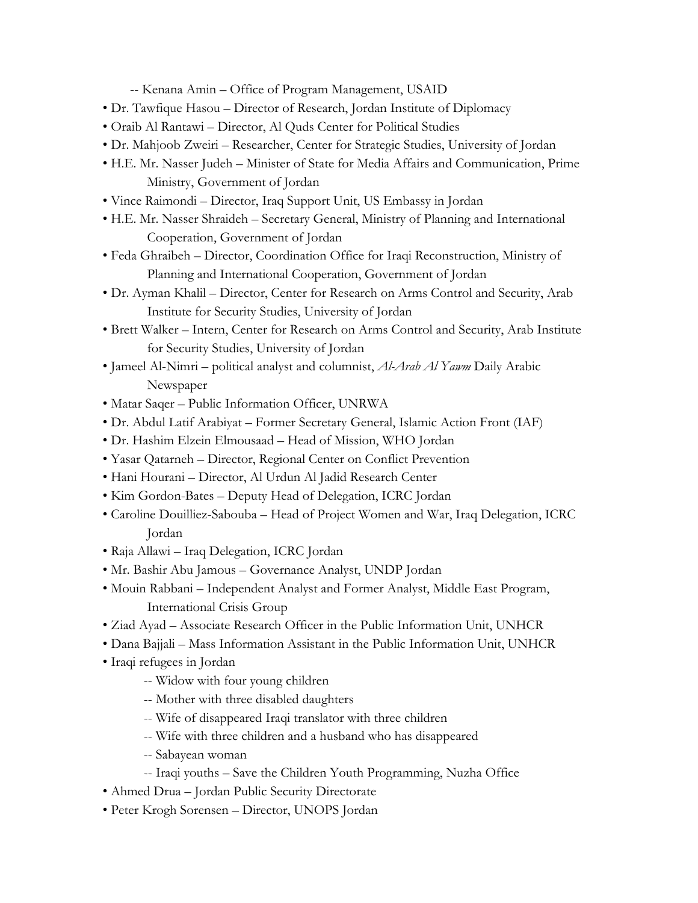-- Kenana Amin – Office of Program Management, USAID

- Dr. Tawfique Hasou – Director of Research, Jordan Institute of Diplomacy
- Oraib Al Rantawi – Director, Al Quds Center for Political Studies
- Dr. Mahjoob Zweiri – Researcher, Center for Strategic Studies, University of Jordan
- H.E. Mr. Nasser Judeh – Minister of State for Media Affairs and Communication, Prime Ministry, Government of Jordan
- Vince Raimondi – Director, Iraq Support Unit, US Embassy in Jordan
- H.E. Mr. Nasser Shraideh – Secretary General, Ministry of Planning and International Cooperation, Government of Jordan
- Feda Ghraibeh – Director, Coordination Office for Iraqi Reconstruction, Ministry of Planning and International Cooperation, Government of Jordan
- Dr. Ayman Khalil – Director, Center for Research on Arms Control and Security, Arab Institute for Security Studies, University of Jordan
- Brett Walker – Intern, Center for Research on Arms Control and Security, Arab Institute for Security Studies, University of Jordan
- Jameel Al-Nimri – political analyst and columnist, *Al-Arab Al Yawm* Daily Arabic Newspaper
- Matar Saqer – Public Information Officer, UNRWA
- Dr. Abdul Latif Arabiyat – Former Secretary General, Islamic Action Front (IAF)
- Dr. Hashim Elzein Elmousaad – Head of Mission, WHO Jordan
- Yasar Qatarneh – Director, Regional Center on Conflict Prevention
- Hani Hourani – Director, Al Urdun Al Jadid Research Center
- Kim Gordon-Bates – Deputy Head of Delegation, ICRC Jordan
- Caroline Douilliez-Sabouba – Head of Project Women and War, Iraq Delegation, ICRC Jordan
- Raja Allawi – Iraq Delegation, ICRC Jordan
- Mr. Bashir Abu Jamous – Governance Analyst, UNDP Jordan
- Mouin Rabbani – Independent Analyst and Former Analyst, Middle East Program, International Crisis Group
- Ziad Ayad – Associate Research Officer in the Public Information Unit, UNHCR
- Dana Bajjali – Mass Information Assistant in the Public Information Unit, UNHCR
- Iraqi refugees in Jordan
  - -- Widow with four young children
  - -- Mother with three disabled daughters
  - -- Wife of disappeared Iraqi translator with three children
  - -- Wife with three children and a husband who has disappeared
  - -- Sabayean woman
  - -- Iraqi youths – Save the Children Youth Programming, Nuzha Office
- Ahmed Drua – Jordan Public Security Directorate
- Peter Krogh Sorensen – Director, UNOPS Jordan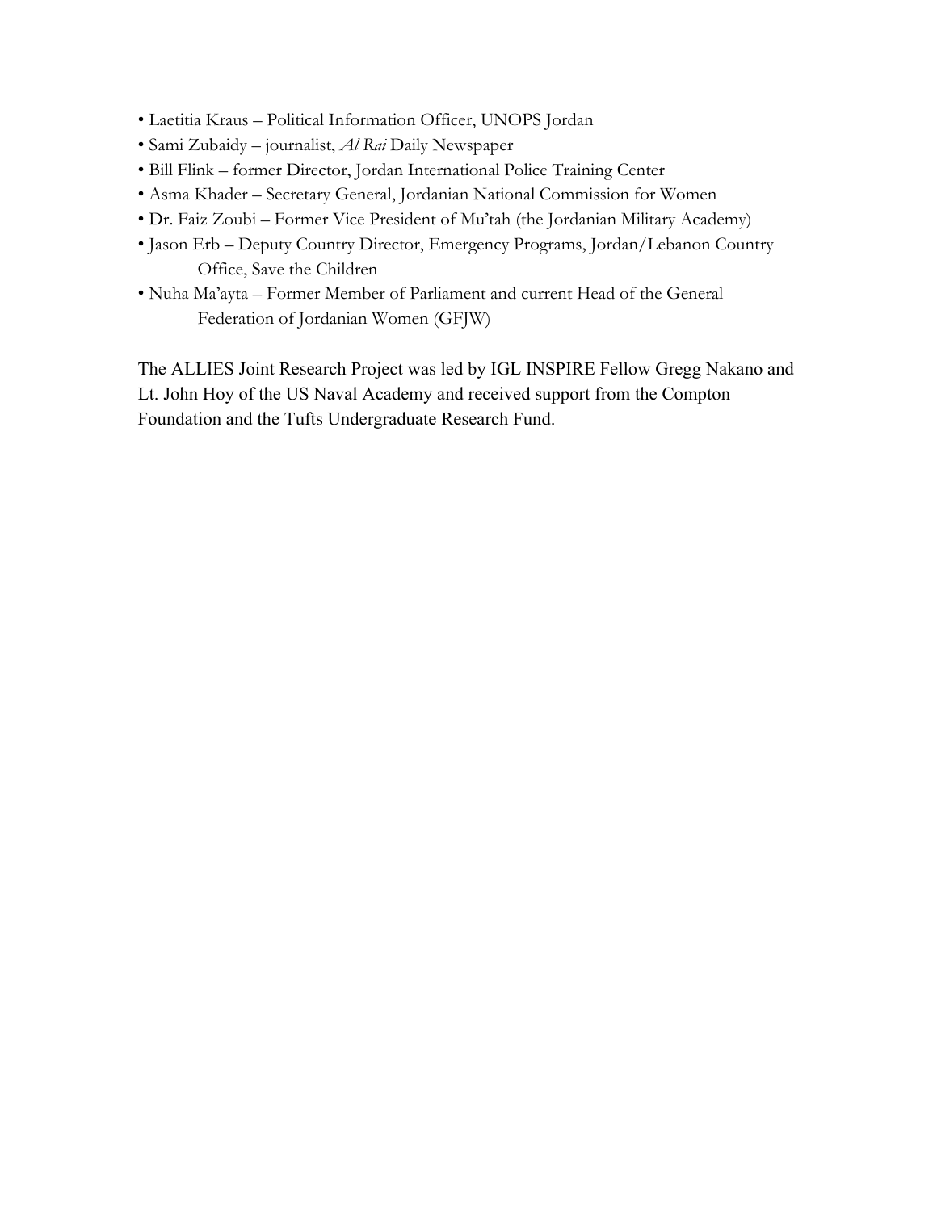- Laetitia Kraus – Political Information Officer, UNOPS Jordan
- Sami Zubaidy – journalist, *Al Rai* Daily Newspaper
- Bill Flink – former Director, Jordan International Police Training Center
- Asma Khader – Secretary General, Jordanian National Commission for Women
- Dr. Faiz Zoubi – Former Vice President of Mu'tah (the Jordanian Military Academy)
- Jason Erb – Deputy Country Director, Emergency Programs, Jordan/Lebanon Country Office, Save the Children
- Nuha Ma'ayta – Former Member of Parliament and current Head of the General Federation of Jordanian Women (GFJW)

The ALLIES Joint Research Project was led by IGL INSPIRE Fellow Gregg Nakano and Lt. John Hoy of the US Naval Academy and received support from the Compton Foundation and the Tufts Undergraduate Research Fund.